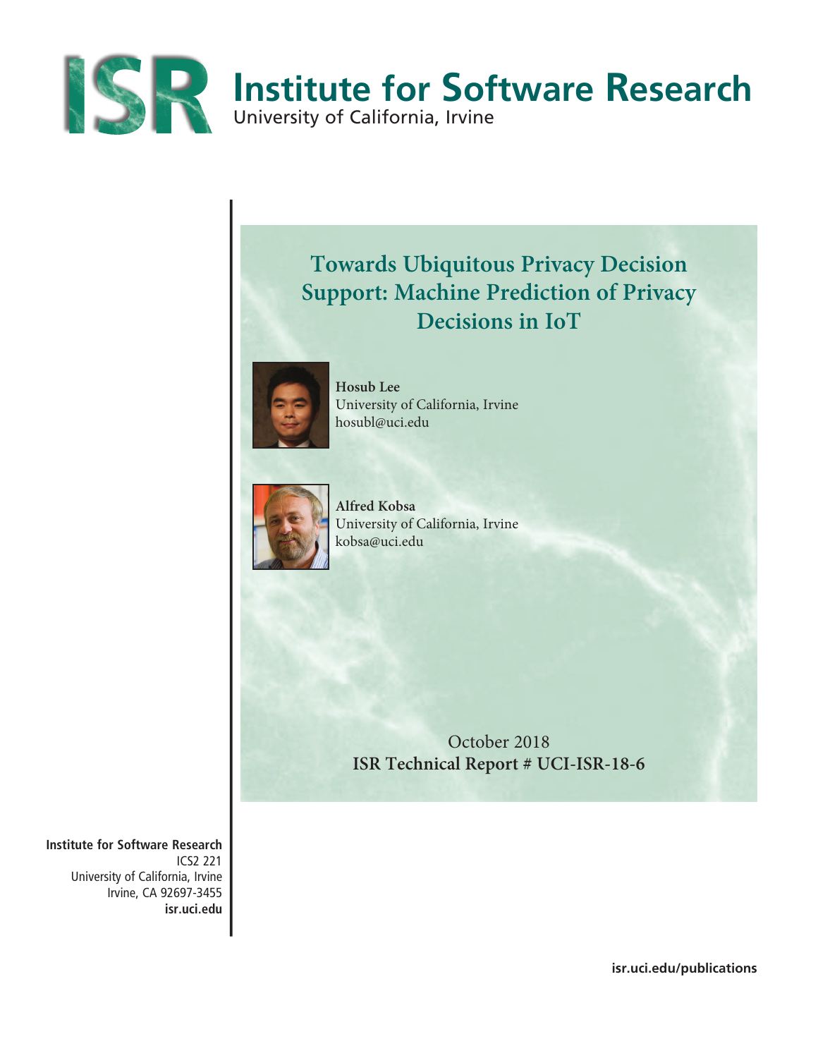# Institute for Software Research

University of California, Irvine

## Towards Ubiquitous Privacy Decision Support: Machine Prediction of Privacy Decisions in IoT

**Hosub Lee**
University of California, Irvine
hosubl@uci.edu

**Alfred Kobsa**
University of California, Irvine
kobsa@uci.edu

October 2018
**ISR Technical Report # UCI-ISR-18-6**

**Institute for Software Research**
ICS2 221
University of California, Irvine
Irvine, CA 92697-3455
**isr.uci.edu**

**isr.uci.edu/publications**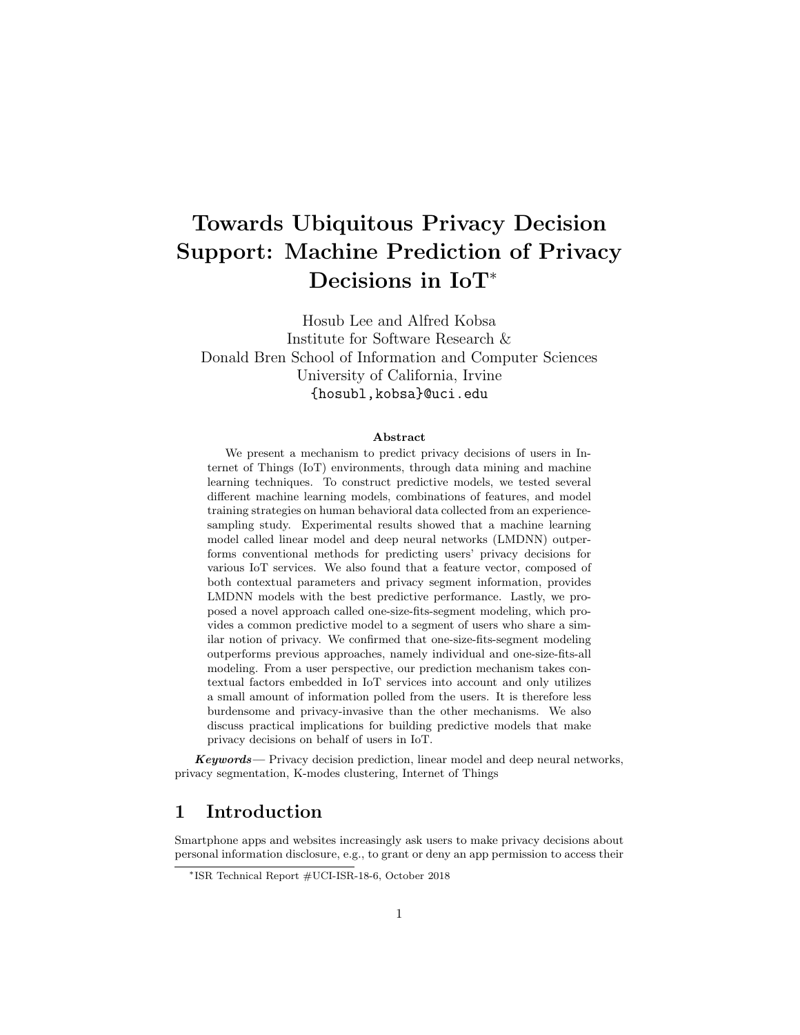# Towards Ubiquitous Privacy Decision Support: Machine Prediction of Privacy Decisions in IoT*

Hosub Lee and Alfred Kobsa
Institute for Software Research &
Donald Bren School of Information and Computer Sciences
University of California, Irvine
{hosubl,kobsa}@uci.edu

### Abstract

We present a mechanism to predict privacy decisions of users in Internet of Things (IoT) environments, through data mining and machine learning techniques. To construct predictive models, we tested several different machine learning models, combinations of features, and model training strategies on human behavioral data collected from an experience-sampling study. Experimental results showed that a machine learning model called linear model and deep neural networks (LMDNN) outperforms conventional methods for predicting users' privacy decisions for various IoT services. We also found that a feature vector, composed of both contextual parameters and privacy segment information, provides LMDNN models with the best predictive performance. Lastly, we proposed a novel approach called one-size-fits-segment modeling, which provides a common predictive model to a segment of users who share a similar notion of privacy. We confirmed that one-size-fits-segment modeling outperforms previous approaches, namely individual and one-size-fits-all modeling. From a user perspective, our prediction mechanism takes contextual factors embedded in IoT services into account and only utilizes a small amount of information polled from the users. It is therefore less burdensome and privacy-invasive than the other mechanisms. We also discuss practical implications for building predictive models that make privacy decisions on behalf of users in IoT.

***Keywords***— Privacy decision prediction, linear model and deep neural networks, privacy segmentation, K-modes clustering, Internet of Things

## 1 Introduction

Smartphone apps and websites increasingly ask users to make privacy decisions about personal information disclosure, e.g., to grant or deny an app permission to access their

*ISR Technical Report #UCI-ISR-18-6, October 2018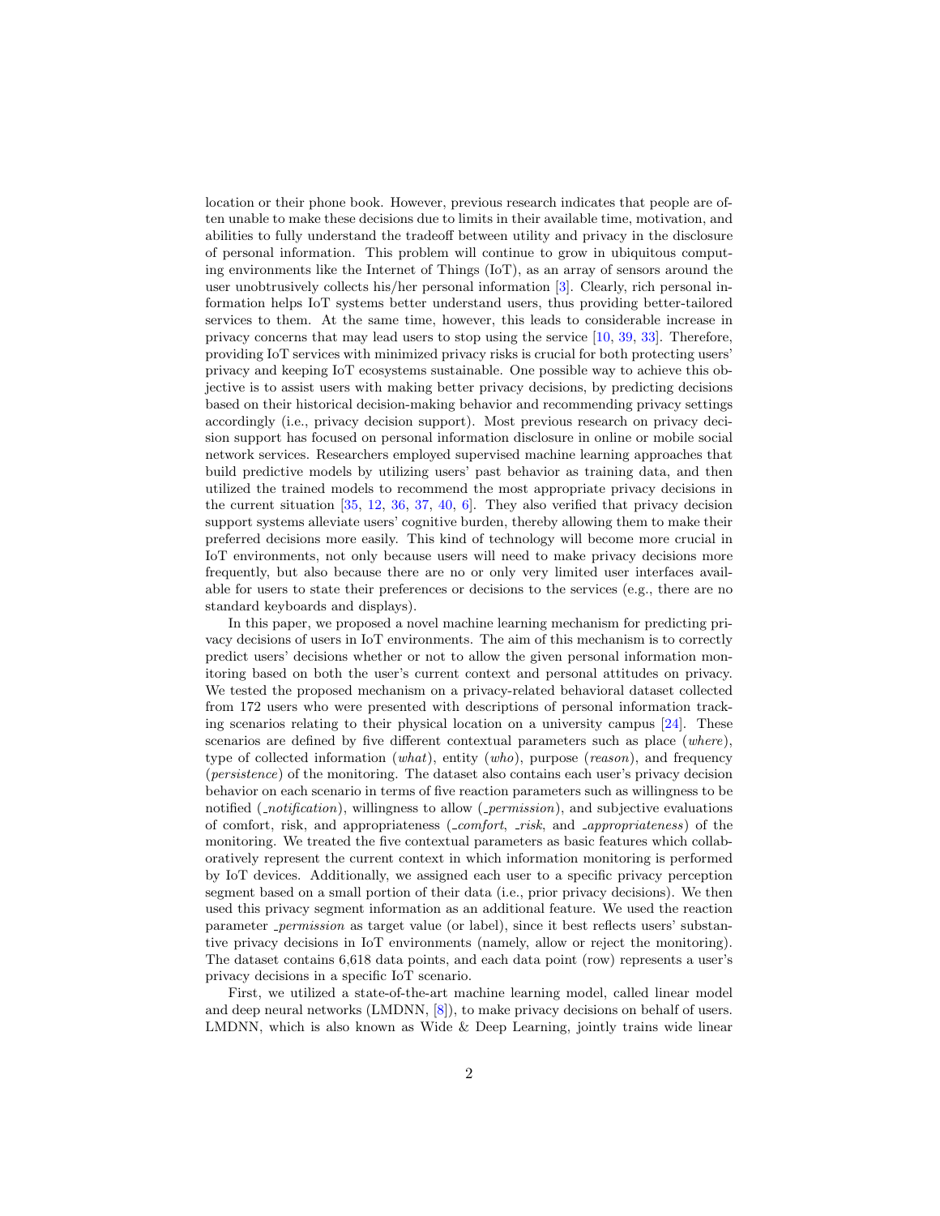location or their phone book. However, previous research indicates that people are often unable to make these decisions due to limits in their available time, motivation, and abilities to fully understand the tradeoff between utility and privacy in the disclosure of personal information. This problem will continue to grow in ubiquitous computing environments like the Internet of Things (IoT), as an array of sensors around the user unobtrusively collects his/her personal information [3]. Clearly, rich personal information helps IoT systems better understand users, thus providing better-tailored services to them. At the same time, however, this leads to considerable increase in privacy concerns that may lead users to stop using the service [10, 39, 33]. Therefore, providing IoT services with minimized privacy risks is crucial for both protecting users' privacy and keeping IoT ecosystems sustainable. One possible way to achieve this objective is to assist users with making better privacy decisions, by predicting decisions based on their historical decision-making behavior and recommending privacy settings accordingly (i.e., privacy decision support). Most previous research on privacy decision support has focused on personal information disclosure in online or mobile social network services. Researchers employed supervised machine learning approaches that build predictive models by utilizing users' past behavior as training data, and then utilized the trained models to recommend the most appropriate privacy decisions in the current situation [35, 12, 36, 37, 40, 6]. They also verified that privacy decision support systems alleviate users' cognitive burden, thereby allowing them to make their preferred decisions more easily. This kind of technology will become more crucial in IoT environments, not only because users will need to make privacy decisions more frequently, but also because there are no or only very limited user interfaces available for users to state their preferences or decisions to the services (e.g., there are no standard keyboards and displays).

In this paper, we proposed a novel machine learning mechanism for predicting privacy decisions of users in IoT environments. The aim of this mechanism is to correctly predict users' decisions whether or not to allow the given personal information monitoring based on both the user's current context and personal attitudes on privacy. We tested the proposed mechanism on a privacy-related behavioral dataset collected from 172 users who were presented with descriptions of personal information tracking scenarios relating to their physical location on a university campus [24]. These scenarios are defined by five different contextual parameters such as place (*where*), type of collected information (*what*), entity (*who*), purpose (*reason*), and frequency (*persistence*) of the monitoring. The dataset also contains each user's privacy decision behavior on each scenario in terms of five reaction parameters such as willingness to be notified (*_notification*), willingness to allow (*_permission*), and subjective evaluations of comfort, risk, and appropriateness (*_comfort*, *_risk*, and *_appropriateness*) of the monitoring. We treated the five contextual parameters as basic features which collaboratively represent the current context in which information monitoring is performed by IoT devices. Additionally, we assigned each user to a specific privacy perception segment based on a small portion of their data (i.e., prior privacy decisions). We then used this privacy segment information as an additional feature. We used the reaction parameter *_permission* as target value (or label), since it best reflects users' substantive privacy decisions in IoT environments (namely, allow or reject the monitoring). The dataset contains 6,618 data points, and each data point (row) represents a user's privacy decisions in a specific IoT scenario.

First, we utilized a state-of-the-art machine learning model, called linear model and deep neural networks (LMDNN, [8]), to make privacy decisions on behalf of users. LMDNN, which is also known as Wide & Deep Learning, jointly trains wide linear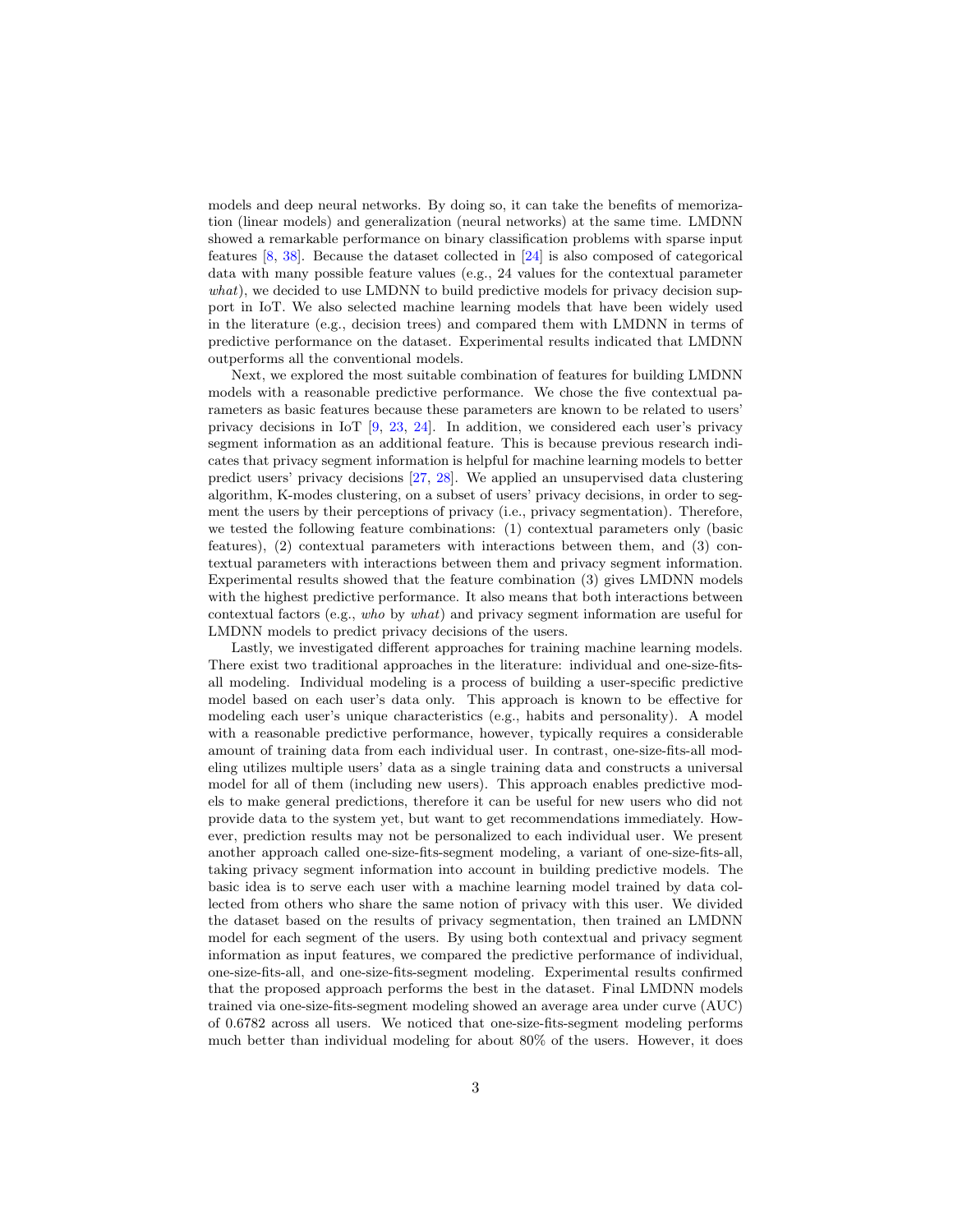models and deep neural networks. By doing so, it can take the benefits of memorization (linear models) and generalization (neural networks) at the same time. LMDNN showed a remarkable performance on binary classification problems with sparse input features [8, 38]. Because the dataset collected in [24] is also composed of categorical data with many possible feature values (e.g., 24 values for the contextual parameter *what*), we decided to use LMDNN to build predictive models for privacy decision support in IoT. We also selected machine learning models that have been widely used in the literature (e.g., decision trees) and compared them with LMDNN in terms of predictive performance on the dataset. Experimental results indicated that LMDNN outperforms all the conventional models.

Next, we explored the most suitable combination of features for building LMDNN models with a reasonable predictive performance. We chose the five contextual parameters as basic features because these parameters are known to be related to users' privacy decisions in IoT [9, 23, 24]. In addition, we considered each user's privacy segment information as an additional feature. This is because previous research indicates that privacy segment information is helpful for machine learning models to better predict users' privacy decisions [27, 28]. We applied an unsupervised data clustering algorithm, K-modes clustering, on a subset of users' privacy decisions, in order to segment the users by their perceptions of privacy (i.e., privacy segmentation). Therefore, we tested the following feature combinations: (1) contextual parameters only (basic features), (2) contextual parameters with interactions between them, and (3) contextual parameters with interactions between them and privacy segment information. Experimental results showed that the feature combination (3) gives LMDNN models with the highest predictive performance. It also means that both interactions between contextual factors (e.g., *who* by *what*) and privacy segment information are useful for LMDNN models to predict privacy decisions of the users.

Lastly, we investigated different approaches for training machine learning models. There exist two traditional approaches in the literature: individual and one-size-fits-all modeling. Individual modeling is a process of building a user-specific predictive model based on each user's data only. This approach is known to be effective for modeling each user's unique characteristics (e.g., habits and personality). A model with a reasonable predictive performance, however, typically requires a considerable amount of training data from each individual user. In contrast, one-size-fits-all modeling utilizes multiple users' data as a single training data and constructs a universal model for all of them (including new users). This approach enables predictive models to make general predictions, therefore it can be useful for new users who did not provide data to the system yet, but want to get recommendations immediately. However, prediction results may not be personalized to each individual user. We present another approach called one-size-fits-segment modeling, a variant of one-size-fits-all, taking privacy segment information into account in building predictive models. The basic idea is to serve each user with a machine learning model trained by data collected from others who share the same notion of privacy with this user. We divided the dataset based on the results of privacy segmentation, then trained an LMDNN model for each segment of the users. By using both contextual and privacy segment information as input features, we compared the predictive performance of individual, one-size-fits-all, and one-size-fits-segment modeling. Experimental results confirmed that the proposed approach performs the best in the dataset. Final LMDNN models trained via one-size-fits-segment modeling showed an average area under curve (AUC) of 0.6782 across all users. We noticed that one-size-fits-segment modeling performs much better than individual modeling for about 80% of the users. However, it does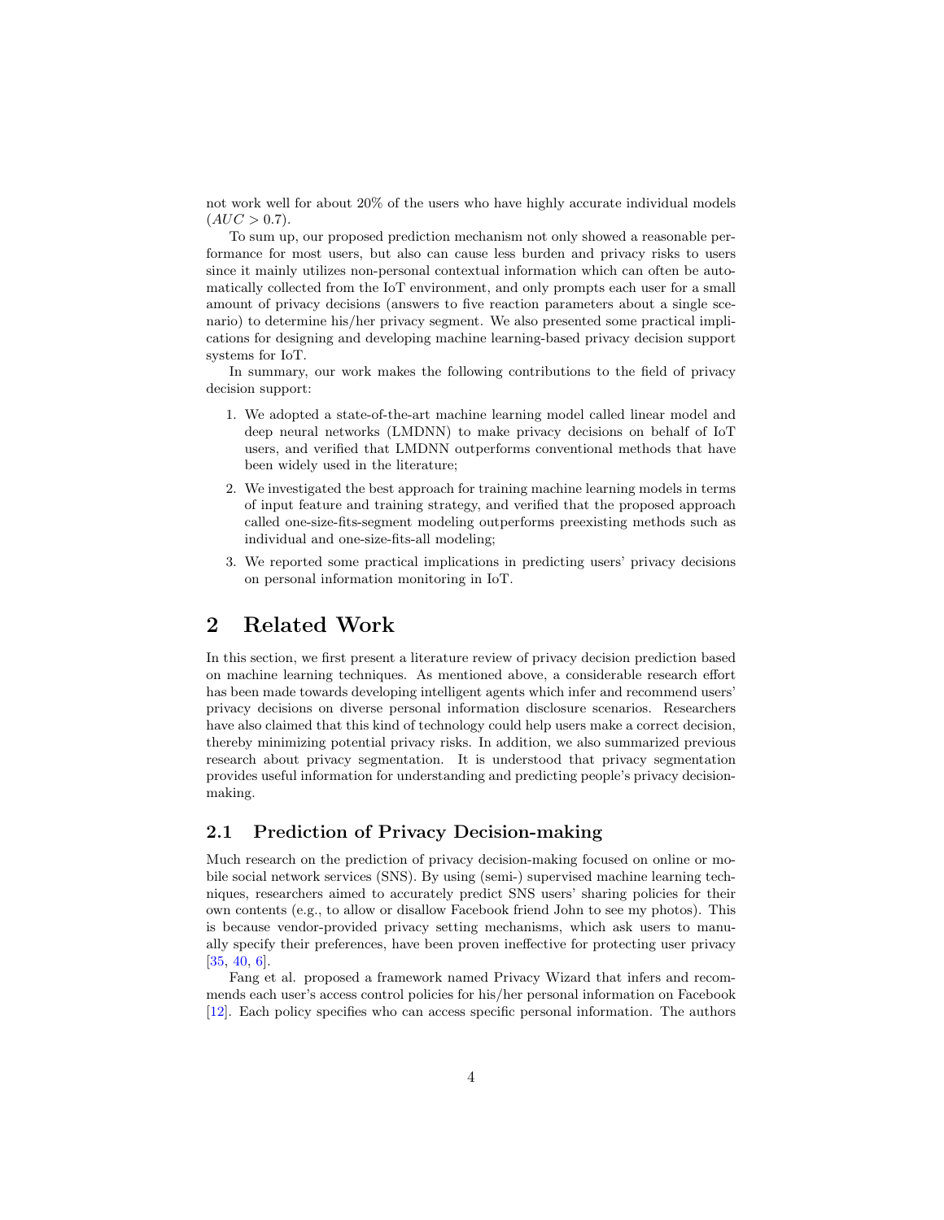not work well for about 20% of the users who have highly accurate individual models ($AUC > 0.7$).

To sum up, our proposed prediction mechanism not only showed a reasonable performance for most users, but also can cause less burden and privacy risks to users since it mainly utilizes non-personal contextual information which can often be automatically collected from the IoT environment, and only prompts each user for a small amount of privacy decisions (answers to five reaction parameters about a single scenario) to determine his/her privacy segment. We also presented some practical implications for designing and developing machine learning-based privacy decision support systems for IoT.

In summary, our work makes the following contributions to the field of privacy decision support:

1. We adopted a state-of-the-art machine learning model called linear model and deep neural networks (LMDNN) to make privacy decisions on behalf of IoT users, and verified that LMDNN outperforms conventional methods that have been widely used in the literature;
2. We investigated the best approach for training machine learning models in terms of input feature and training strategy, and verified that the proposed approach called one-size-fits-segment modeling outperforms preexisting methods such as individual and one-size-fits-all modeling;
3. We reported some practical implications in predicting users' privacy decisions on personal information monitoring in IoT.

# 2 Related Work

In this section, we first present a literature review of privacy decision prediction based on machine learning techniques. As mentioned above, a considerable research effort has been made towards developing intelligent agents which infer and recommend users' privacy decisions on diverse personal information disclosure scenarios. Researchers have also claimed that this kind of technology could help users make a correct decision, thereby minimizing potential privacy risks. In addition, we also summarized previous research about privacy segmentation. It is understood that privacy segmentation provides useful information for understanding and predicting people's privacy decision-making.

## 2.1 Prediction of Privacy Decision-making

Much research on the prediction of privacy decision-making focused on online or mobile social network services (SNS). By using (semi-) supervised machine learning techniques, researchers aimed to accurately predict SNS users' sharing policies for their own contents (e.g., to allow or disallow Facebook friend John to see my photos). This is because vendor-provided privacy setting mechanisms, which ask users to manually specify their preferences, have been proven ineffective for protecting user privacy [35, 40, 6].

Fang et al. proposed a framework named Privacy Wizard that infers and recommends each user's access control policies for his/her personal information on Facebook [12]. Each policy specifies who can access specific personal information. The authors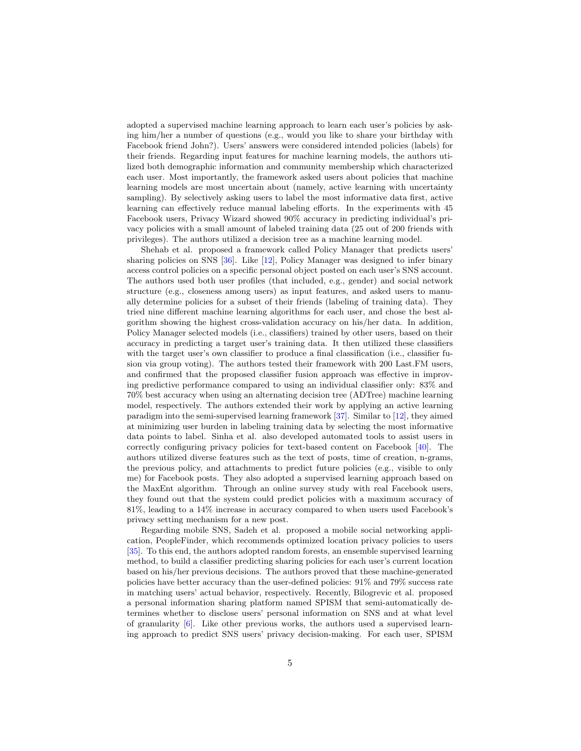adopted a supervised machine learning approach to learn each user's policies by asking him/her a number of questions (e.g., would you like to share your birthday with Facebook friend John?). Users' answers were considered intended policies (labels) for their friends. Regarding input features for machine learning models, the authors utilized both demographic information and community membership which characterized each user. Most importantly, the framework asked users about policies that machine learning models are most uncertain about (namely, active learning with uncertainty sampling). By selectively asking users to label the most informative data first, active learning can effectively reduce manual labeling efforts. In the experiments with 45 Facebook users, Privacy Wizard showed 90% accuracy in predicting individual's privacy policies with a small amount of labeled training data (25 out of 200 friends with privileges). The authors utilized a decision tree as a machine learning model.

Shehab et al. proposed a framework called Policy Manager that predicts users' sharing policies on SNS [36]. Like [12], Policy Manager was designed to infer binary access control policies on a specific personal object posted on each user's SNS account. The authors used both user profiles (that included, e.g., gender) and social network structure (e.g., closeness among users) as input features, and asked users to manually determine policies for a subset of their friends (labeling of training data). They tried nine different machine learning algorithms for each user, and chose the best algorithm showing the highest cross-validation accuracy on his/her data. In addition, Policy Manager selected models (i.e., classifiers) trained by other users, based on their accuracy in predicting a target user's training data. It then utilized these classifiers with the target user's own classifier to produce a final classification (i.e., classifier fusion via group voting). The authors tested their framework with 200 Last.FM users, and confirmed that the proposed classifier fusion approach was effective in improving predictive performance compared to using an individual classifier only: 83% and 70% best accuracy when using an alternating decision tree (ADTree) machine learning model, respectively. The authors extended their work by applying an active learning paradigm into the semi-supervised learning framework [37]. Similar to [12], they aimed at minimizing user burden in labeling training data by selecting the most informative data points to label. Sinha et al. also developed automated tools to assist users in correctly configuring privacy policies for text-based content on Facebook [40]. The authors utilized diverse features such as the text of posts, time of creation, n-grams, the previous policy, and attachments to predict future policies (e.g., visible to only me) for Facebook posts. They also adopted a supervised learning approach based on the MaxEnt algorithm. Through an online survey study with real Facebook users, they found out that the system could predict policies with a maximum accuracy of 81%, leading to a 14% increase in accuracy compared to when users used Facebook's privacy setting mechanism for a new post.

Regarding mobile SNS, Sadeh et al. proposed a mobile social networking application, PeopleFinder, which recommends optimized location privacy policies to users [35]. To this end, the authors adopted random forests, an ensemble supervised learning method, to build a classifier predicting sharing policies for each user's current location based on his/her previous decisions. The authors proved that these machine-generated policies have better accuracy than the user-defined policies: 91% and 79% success rate in matching users' actual behavior, respectively. Recently, Bilogrevic et al. proposed a personal information sharing platform named SPISM that semi-automatically determines whether to disclose users' personal information on SNS and at what level of granularity [6]. Like other previous works, the authors used a supervised learning approach to predict SNS users' privacy decision-making. For each user, SPISM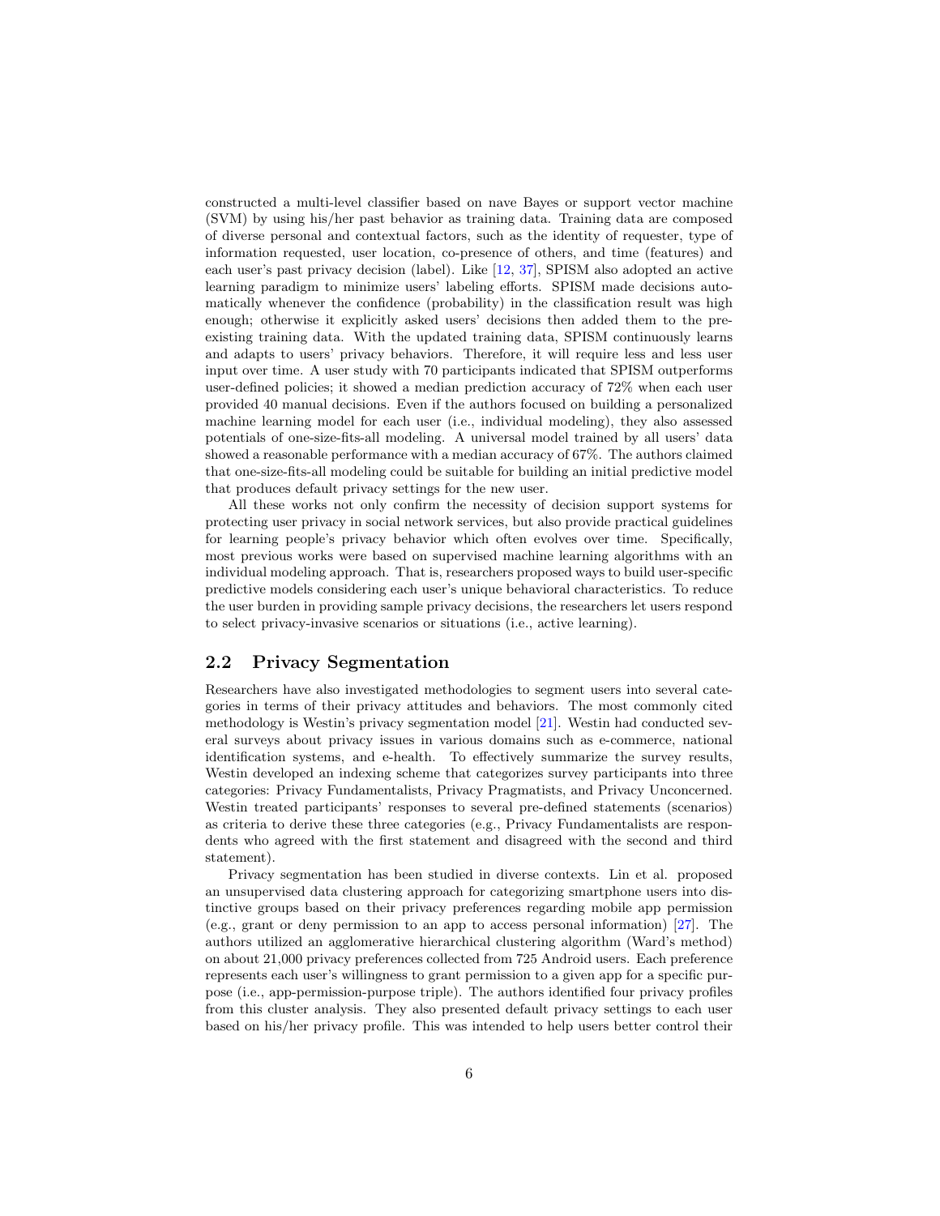constructed a multi-level classifier based on nave Bayes or support vector machine (SVM) by using his/her past behavior as training data. Training data are composed of diverse personal and contextual factors, such as the identity of requester, type of information requested, user location, co-presence of others, and time (features) and each user's past privacy decision (label). Like [12, 37], SPISM also adopted an active learning paradigm to minimize users' labeling efforts. SPISM made decisions automatically whenever the confidence (probability) in the classification result was high enough; otherwise it explicitly asked users' decisions then added them to the pre-existing training data. With the updated training data, SPISM continuously learns and adapts to users' privacy behaviors. Therefore, it will require less and less user input over time. A user study with 70 participants indicated that SPISM outperforms user-defined policies; it showed a median prediction accuracy of 72% when each user provided 40 manual decisions. Even if the authors focused on building a personalized machine learning model for each user (i.e., individual modeling), they also assessed potentials of one-size-fits-all modeling. A universal model trained by all users' data showed a reasonable performance with a median accuracy of 67%. The authors claimed that one-size-fits-all modeling could be suitable for building an initial predictive model that produces default privacy settings for the new user.

All these works not only confirm the necessity of decision support systems for protecting user privacy in social network services, but also provide practical guidelines for learning people's privacy behavior which often evolves over time. Specifically, most previous works were based on supervised machine learning algorithms with an individual modeling approach. That is, researchers proposed ways to build user-specific predictive models considering each user's unique behavioral characteristics. To reduce the user burden in providing sample privacy decisions, the researchers let users respond to select privacy-invasive scenarios or situations (i.e., active learning).

## 2.2 Privacy Segmentation

Researchers have also investigated methodologies to segment users into several categories in terms of their privacy attitudes and behaviors. The most commonly cited methodology is Westin's privacy segmentation model [21]. Westin had conducted several surveys about privacy issues in various domains such as e-commerce, national identification systems, and e-health. To effectively summarize the survey results, Westin developed an indexing scheme that categorizes survey participants into three categories: Privacy Fundamentalists, Privacy Pragmatists, and Privacy Unconcerned. Westin treated participants' responses to several pre-defined statements (scenarios) as criteria to derive these three categories (e.g., Privacy Fundamentalists are respondents who agreed with the first statement and disagreed with the second and third statement).

Privacy segmentation has been studied in diverse contexts. Lin et al. proposed an unsupervised data clustering approach for categorizing smartphone users into distinctive groups based on their privacy preferences regarding mobile app permission (e.g., grant or deny permission to an app to access personal information) [27]. The authors utilized an agglomerative hierarchical clustering algorithm (Ward's method) on about 21,000 privacy preferences collected from 725 Android users. Each preference represents each user's willingness to grant permission to a given app for a specific purpose (i.e., app-permission-purpose triple). The authors identified four privacy profiles from this cluster analysis. They also presented default privacy settings to each user based on his/her privacy profile. This was intended to help users better control their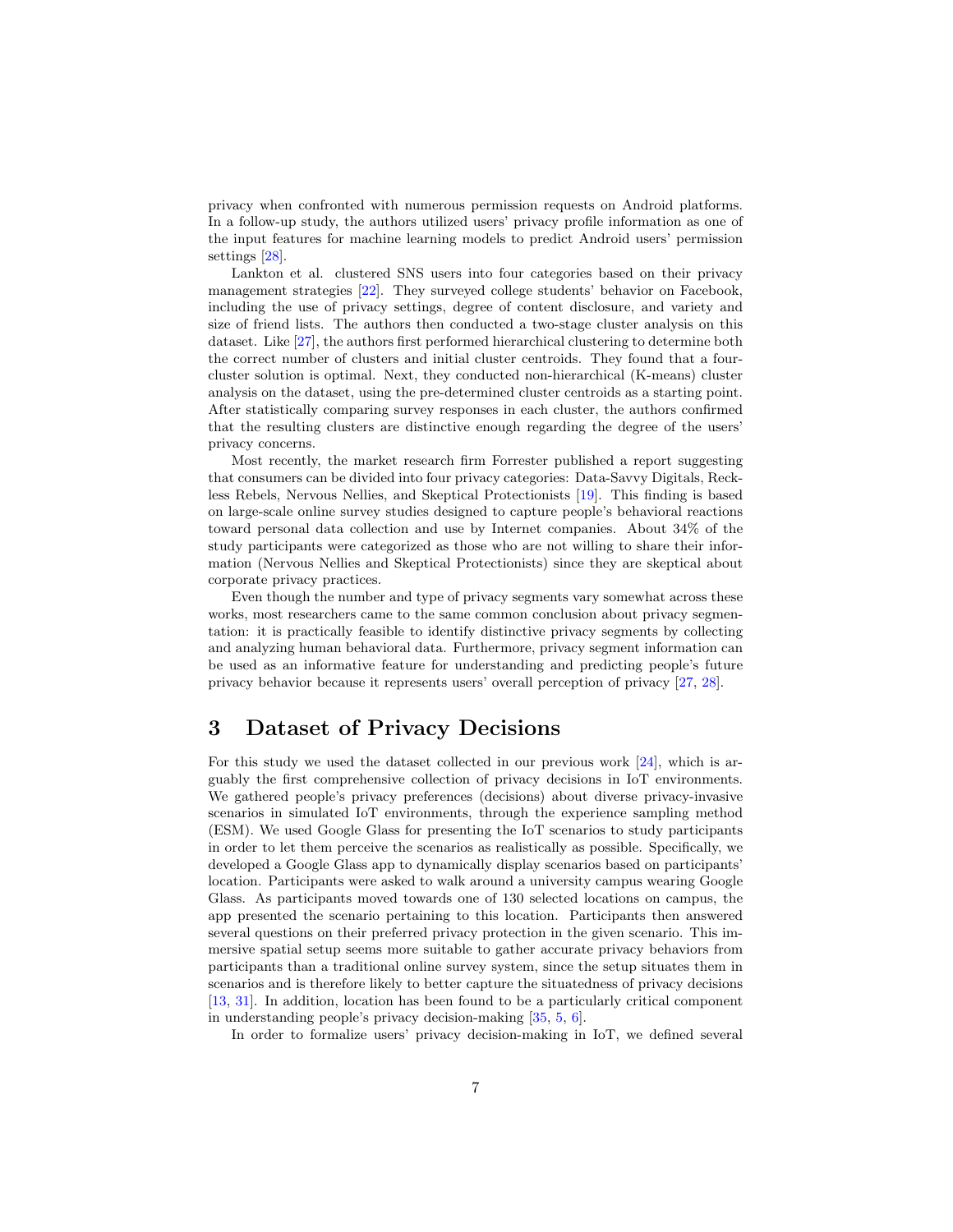privacy when confronted with numerous permission requests on Android platforms. In a follow-up study, the authors utilized users' privacy profile information as one of the input features for machine learning models to predict Android users' permission settings [28].

Lankton et al. clustered SNS users into four categories based on their privacy management strategies [22]. They surveyed college students' behavior on Facebook, including the use of privacy settings, degree of content disclosure, and variety and size of friend lists. The authors then conducted a two-stage cluster analysis on this dataset. Like [27], the authors first performed hierarchical clustering to determine both the correct number of clusters and initial cluster centroids. They found that a four-cluster solution is optimal. Next, they conducted non-hierarchical (K-means) cluster analysis on the dataset, using the pre-determined cluster centroids as a starting point. After statistically comparing survey responses in each cluster, the authors confirmed that the resulting clusters are distinctive enough regarding the degree of the users' privacy concerns.

Most recently, the market research firm Forrester published a report suggesting that consumers can be divided into four privacy categories: Data-Savvy Digitals, Reckless Rebels, Nervous Nellies, and Skeptical Protectionists [19]. This finding is based on large-scale online survey studies designed to capture people's behavioral reactions toward personal data collection and use by Internet companies. About 34% of the study participants were categorized as those who are not willing to share their information (Nervous Nellies and Skeptical Protectionists) since they are skeptical about corporate privacy practices.

Even though the number and type of privacy segments vary somewhat across these works, most researchers came to the same common conclusion about privacy segmentation: it is practically feasible to identify distinctive privacy segments by collecting and analyzing human behavioral data. Furthermore, privacy segment information can be used as an informative feature for understanding and predicting people's future privacy behavior because it represents users' overall perception of privacy [27, 28].

# 3 Dataset of Privacy Decisions

For this study we used the dataset collected in our previous work [24], which is arguably the first comprehensive collection of privacy decisions in IoT environments. We gathered people's privacy preferences (decisions) about diverse privacy-invasive scenarios in simulated IoT environments, through the experience sampling method (ESM). We used Google Glass for presenting the IoT scenarios to study participants in order to let them perceive the scenarios as realistically as possible. Specifically, we developed a Google Glass app to dynamically display scenarios based on participants' location. Participants were asked to walk around a university campus wearing Google Glass. As participants moved towards one of 130 selected locations on campus, the app presented the scenario pertaining to this location. Participants then answered several questions on their preferred privacy protection in the given scenario. This immersive spatial setup seems more suitable to gather accurate privacy behaviors from participants than a traditional online survey system, since the setup situates them in scenarios and is therefore likely to better capture the situatedness of privacy decisions [13, 31]. In addition, location has been found to be a particularly critical component in understanding people's privacy decision-making [35, 5, 6].

In order to formalize users' privacy decision-making in IoT, we defined several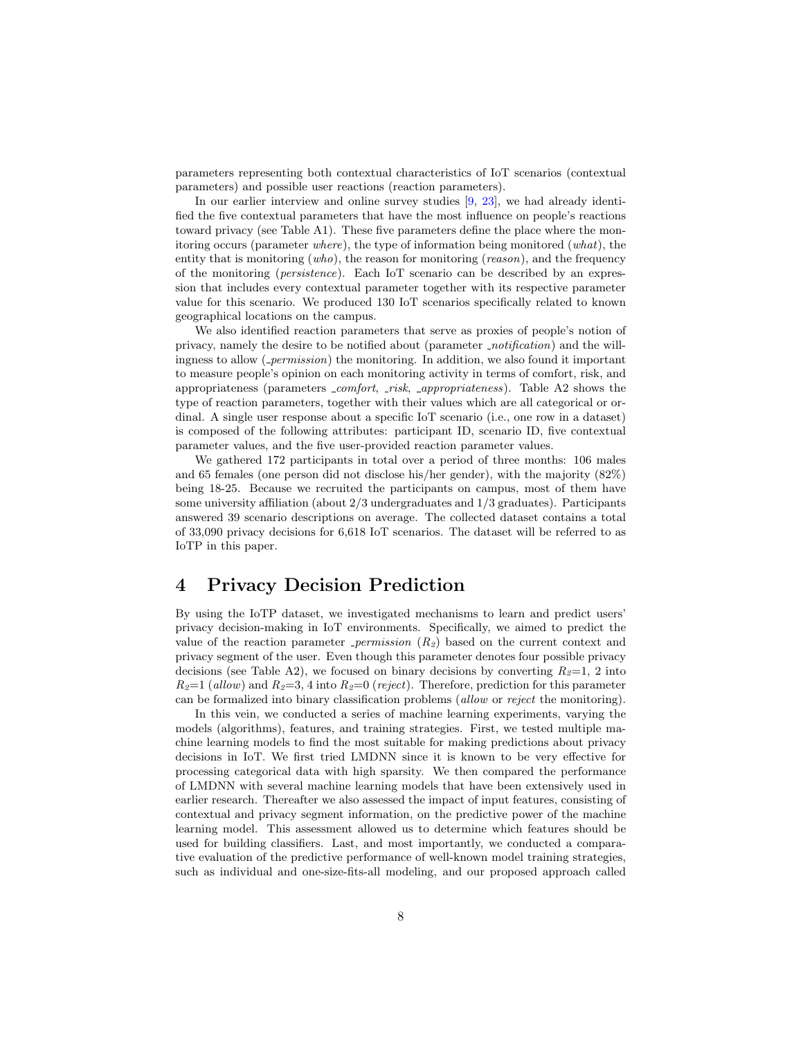parameters representing both contextual characteristics of IoT scenarios (contextual parameters) and possible user reactions (reaction parameters).

In our earlier interview and online survey studies [9, 23], we had already identified the five contextual parameters that have the most influence on people's reactions toward privacy (see Table A1). These five parameters define the place where the monitoring occurs (parameter *where*), the type of information being monitored (*what*), the entity that is monitoring (*who*), the reason for monitoring (*reason*), and the frequency of the monitoring (*persistence*). Each IoT scenario can be described by an expression that includes every contextual parameter together with its respective parameter value for this scenario. We produced 130 IoT scenarios specifically related to known geographical locations on the campus.

We also identified reaction parameters that serve as proxies of people's notion of privacy, namely the desire to be notified about (parameter *_notification*) and the willingness to allow (*_permission*) the monitoring. In addition, we also found it important to measure people's opinion on each monitoring activity in terms of comfort, risk, and appropriateness (parameters *_comfort*, *_risk*, *_appropriateness*). Table A2 shows the type of reaction parameters, together with their values which are all categorical or ordinal. A single user response about a specific IoT scenario (i.e., one row in a dataset) is composed of the following attributes: participant ID, scenario ID, five contextual parameter values, and the five user-provided reaction parameter values.

We gathered 172 participants in total over a period of three months: 106 males and 65 females (one person did not disclose his/her gender), with the majority (82%) being 18-25. Because we recruited the participants on campus, most of them have some university affiliation (about 2/3 undergraduates and 1/3 graduates). Participants answered 39 scenario descriptions on average. The collected dataset contains a total of 33,090 privacy decisions for 6,618 IoT scenarios. The dataset will be referred to as IoTP in this paper.

# 4 Privacy Decision Prediction

By using the IoTP dataset, we investigated mechanisms to learn and predict users' privacy decision-making in IoT environments. Specifically, we aimed to predict the value of the reaction parameter *_permission* ($R_2$) based on the current context and privacy segment of the user. Even though this parameter denotes four possible privacy decisions (see Table A2), we focused on binary decisions by converting $R_2$=1, 2 into $R_2$=1 (*allow*) and $R_2$=3, 4 into $R_2$=0 (*reject*). Therefore, prediction for this parameter can be formalized into binary classification problems (*allow* or *reject* the monitoring).

In this vein, we conducted a series of machine learning experiments, varying the models (algorithms), features, and training strategies. First, we tested multiple machine learning models to find the most suitable for making predictions about privacy decisions in IoT. We first tried LMDNN since it is known to be very effective for processing categorical data with high sparsity. We then compared the performance of LMDNN with several machine learning models that have been extensively used in earlier research. Thereafter we also assessed the impact of input features, consisting of contextual and privacy segment information, on the predictive power of the machine learning model. This assessment allowed us to determine which features should be used for building classifiers. Last, and most importantly, we conducted a comparative evaluation of the predictive performance of well-known model training strategies, such as individual and one-size-fits-all modeling, and our proposed approach called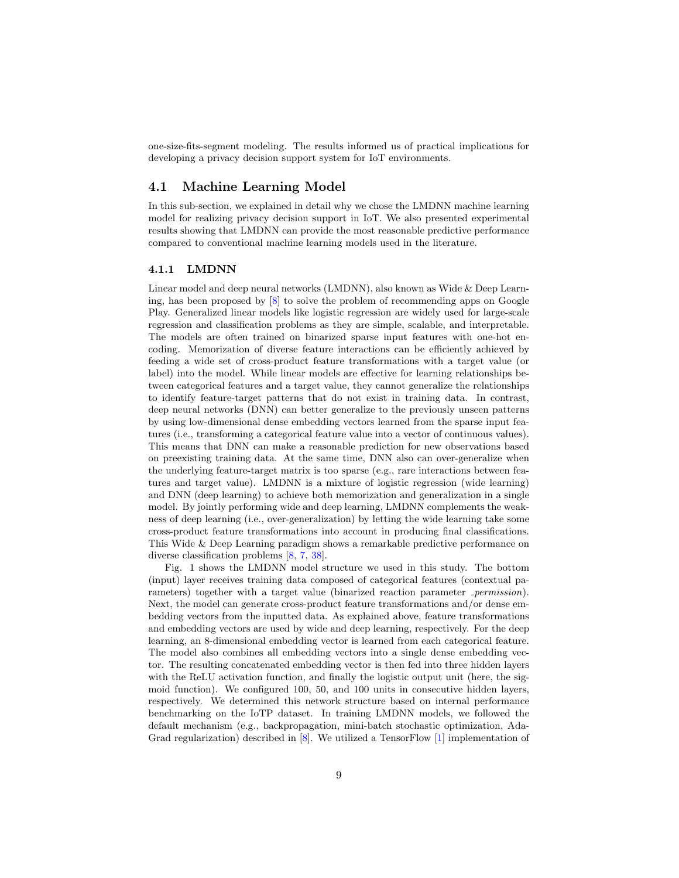one-size-fits-segment modeling. The results informed us of practical implications for developing a privacy decision support system for IoT environments.

## 4.1 Machine Learning Model

In this sub-section, we explained in detail why we chose the LMDNN machine learning model for realizing privacy decision support in IoT. We also presented experimental results showing that LMDNN can provide the most reasonable predictive performance compared to conventional machine learning models used in the literature.

### 4.1.1 LMDNN

Linear model and deep neural networks (LMDNN), also known as Wide & Deep Learning, has been proposed by [8] to solve the problem of recommending apps on Google Play. Generalized linear models like logistic regression are widely used for large-scale regression and classification problems as they are simple, scalable, and interpretable. The models are often trained on binarized sparse input features with one-hot encoding. Memorization of diverse feature interactions can be efficiently achieved by feeding a wide set of cross-product feature transformations with a target value (or label) into the model. While linear models are effective for learning relationships between categorical features and a target value, they cannot generalize the relationships to identify feature-target patterns that do not exist in training data. In contrast, deep neural networks (DNN) can better generalize to the previously unseen patterns by using low-dimensional dense embedding vectors learned from the sparse input features (i.e., transforming a categorical feature value into a vector of continuous values). This means that DNN can make a reasonable prediction for new observations based on preexisting training data. At the same time, DNN also can over-generalize when the underlying feature-target matrix is too sparse (e.g., rare interactions between features and target value). LMDNN is a mixture of logistic regression (wide learning) and DNN (deep learning) to achieve both memorization and generalization in a single model. By jointly performing wide and deep learning, LMDNN complements the weakness of deep learning (i.e., over-generalization) by letting the wide learning take some cross-product feature transformations into account in producing final classifications. This Wide & Deep Learning paradigm shows a remarkable predictive performance on diverse classification problems [8, 7, 38].

Fig. 1 shows the LMDNN model structure we used in this study. The bottom (input) layer receives training data composed of categorical features (contextual parameters) together with a target value (binarized reaction parameter *_permission*). Next, the model can generate cross-product feature transformations and/or dense embedding vectors from the inputted data. As explained above, feature transformations and embedding vectors are used by wide and deep learning, respectively. For the deep learning, an 8-dimensional embedding vector is learned from each categorical feature. The model also combines all embedding vectors into a single dense embedding vector. The resulting concatenated embedding vector is then fed into three hidden layers with the ReLU activation function, and finally the logistic output unit (here, the sigmoid function). We configured 100, 50, and 100 units in consecutive hidden layers, respectively. We determined this network structure based on internal performance benchmarking on the IoTP dataset. In training LMDNN models, we followed the default mechanism (e.g., backpropagation, mini-batch stochastic optimization, AdaGrad regularization) described in [8]. We utilized a TensorFlow [1] implementation of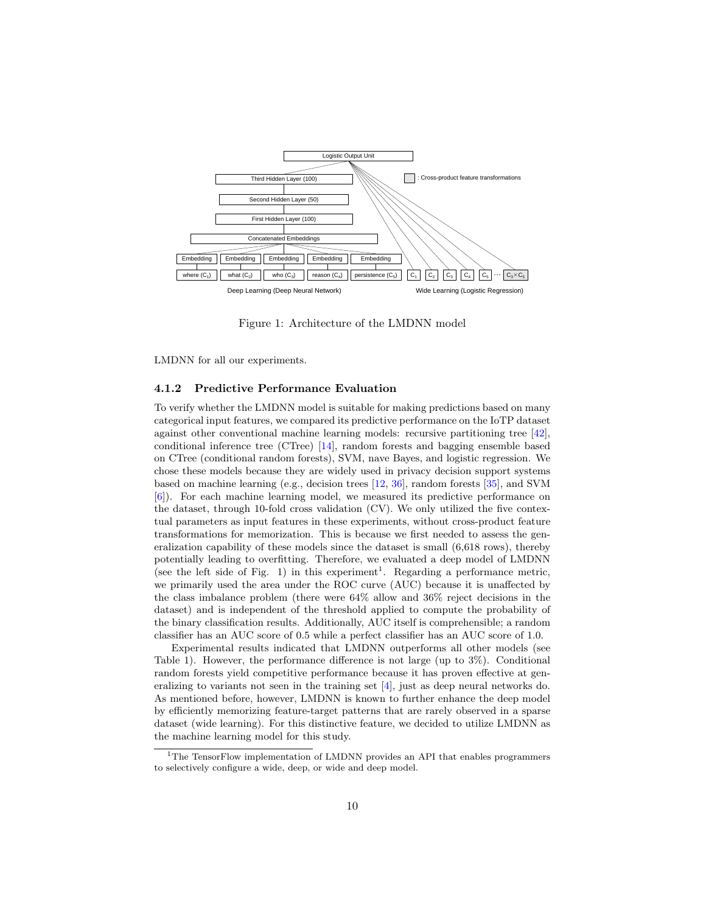Figure 1: Architecture of the LMDNN model

LMDNN for all our experiments.

### 4.1.2 Predictive Performance Evaluation

To verify whether the LMDNN model is suitable for making predictions based on many categorical input features, we compared its predictive performance on the IoTP dataset against other conventional machine learning models: recursive partitioning tree [42], conditional inference tree (CTree) [14], random forests and bagging ensemble based on CTree (conditional random forests), SVM, nave Bayes, and logistic regression. We chose these models because they are widely used in privacy decision support systems based on machine learning (e.g., decision trees [12, 36], random forests [35], and SVM [6]). For each machine learning model, we measured its predictive performance on the dataset, through 10-fold cross validation (CV). We only utilized the five contextual parameters as input features in these experiments, without cross-product feature transformations for memorization. This is because we first needed to assess the generalization capability of these models since the dataset is small (6,618 rows), thereby potentially leading to overfitting. Therefore, we evaluated a deep model of LMDNN (see the left side of Fig. 1) in this experiment[1]. Regarding a performance metric, we primarily used the area under the ROC curve (AUC) because it is unaffected by the class imbalance problem (there were 64% allow and 36% reject decisions in the dataset) and is independent of the threshold applied to compute the probability of the binary classification results. Additionally, AUC itself is comprehensible; a random classifier has an AUC score of 0.5 while a perfect classifier has an AUC score of 1.0.

Experimental results indicated that LMDNN outperforms all other models (see Table 1). However, the performance difference is not large (up to 3%). Conditional random forests yield competitive performance because it has proven effective at generalizing to variants not seen in the training set [4], just as deep neural networks do. As mentioned before, however, LMDNN is known to further enhance the deep model by efficiently memorizing feature-target patterns that are rarely observed in a sparse dataset (wide learning). For this distinctive feature, we decided to utilize LMDNN as the machine learning model for this study.

[1] The TensorFlow implementation of LMDNN provides an API that enables programmers to selectively configure a wide, deep, or wide and deep model.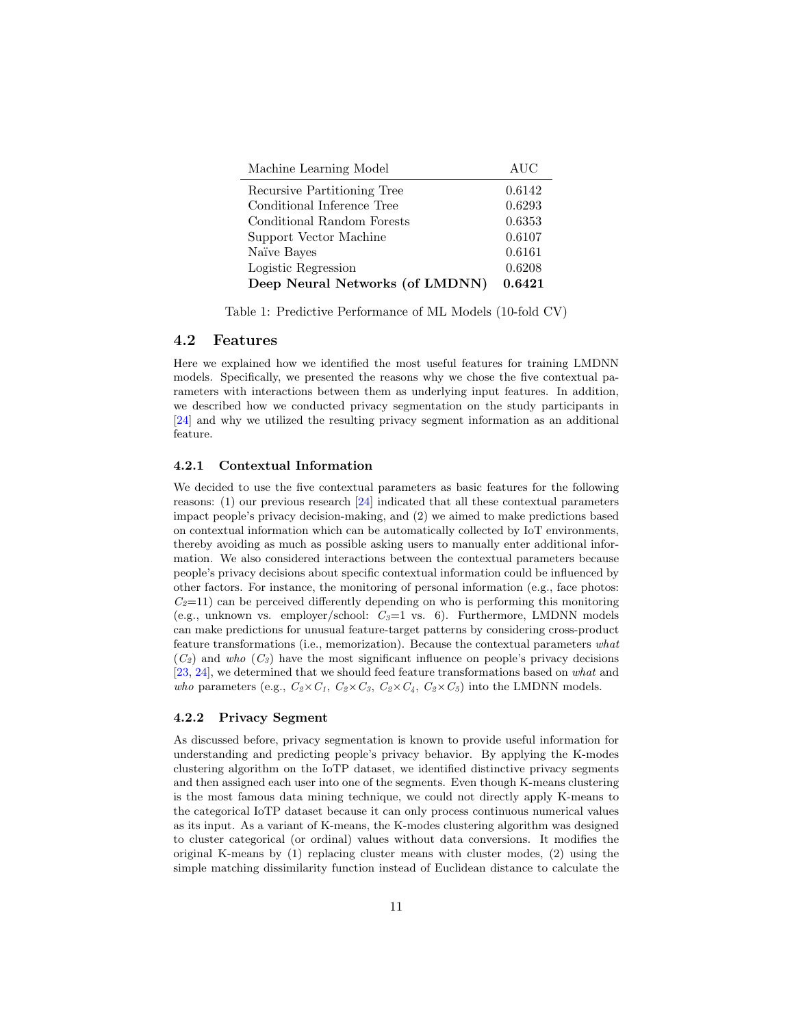| Machine Learning Model | AUC |
|---|---|
| Recursive Partitioning Tree | 0.6142 |
| Conditional Inference Tree | 0.6293 |
| Conditional Random Forests | 0.6353 |
| Support Vector Machine | 0.6107 |
| Naïve Bayes | 0.6161 |
| Logistic Regression | 0.6208 |
| **Deep Neural Networks (of LMDNN)** | **0.6421** |

Table 1: Predictive Performance of ML Models (10-fold CV)

## 4.2 Features

Here we explained how we identified the most useful features for training LMDNN models. Specifically, we presented the reasons why we chose the five contextual parameters with interactions between them as underlying input features. In addition, we described how we conducted privacy segmentation on the study participants in [24] and why we utilized the resulting privacy segment information as an additional feature.

### 4.2.1 Contextual Information

We decided to use the five contextual parameters as basic features for the following reasons: (1) our previous research [24] indicated that all these contextual parameters impact people's privacy decision-making, and (2) we aimed to make predictions based on contextual information which can be automatically collected by IoT environments, thereby avoiding as much as possible asking users to manually enter additional information. We also considered interactions between the contextual parameters because people's privacy decisions about specific contextual information could be influenced by other factors. For instance, the monitoring of personal information (e.g., face photos: $C_2$=11) can be perceived differently depending on who is performing this monitoring (e.g., unknown vs. employer/school: $C_3$=1 vs. 6). Furthermore, LMDNN models can make predictions for unusual feature-target patterns by considering cross-product feature transformations (i.e., memorization). Because the contextual parameters *what* ($C_2$) and *who* ($C_3$) have the most significant influence on people's privacy decisions [23, 24], we determined that we should feed feature transformations based on *what* and *who* parameters (e.g., $C_2 \times C_1$, $C_2 \times C_3$, $C_2 \times C_4$, $C_2 \times C_5$) into the LMDNN models.

### 4.2.2 Privacy Segment

As discussed before, privacy segmentation is known to provide useful information for understanding and predicting people's privacy behavior. By applying the K-modes clustering algorithm on the IoTP dataset, we identified distinctive privacy segments and then assigned each user into one of the segments. Even though K-means clustering is the most famous data mining technique, we could not directly apply K-means to the categorical IoTP dataset because it can only process continuous numerical values as its input. As a variant of K-means, the K-modes clustering algorithm was designed to cluster categorical (or ordinal) values without data conversions. It modifies the original K-means by (1) replacing cluster means with cluster modes, (2) using the simple matching dissimilarity function instead of Euclidean distance to calculate the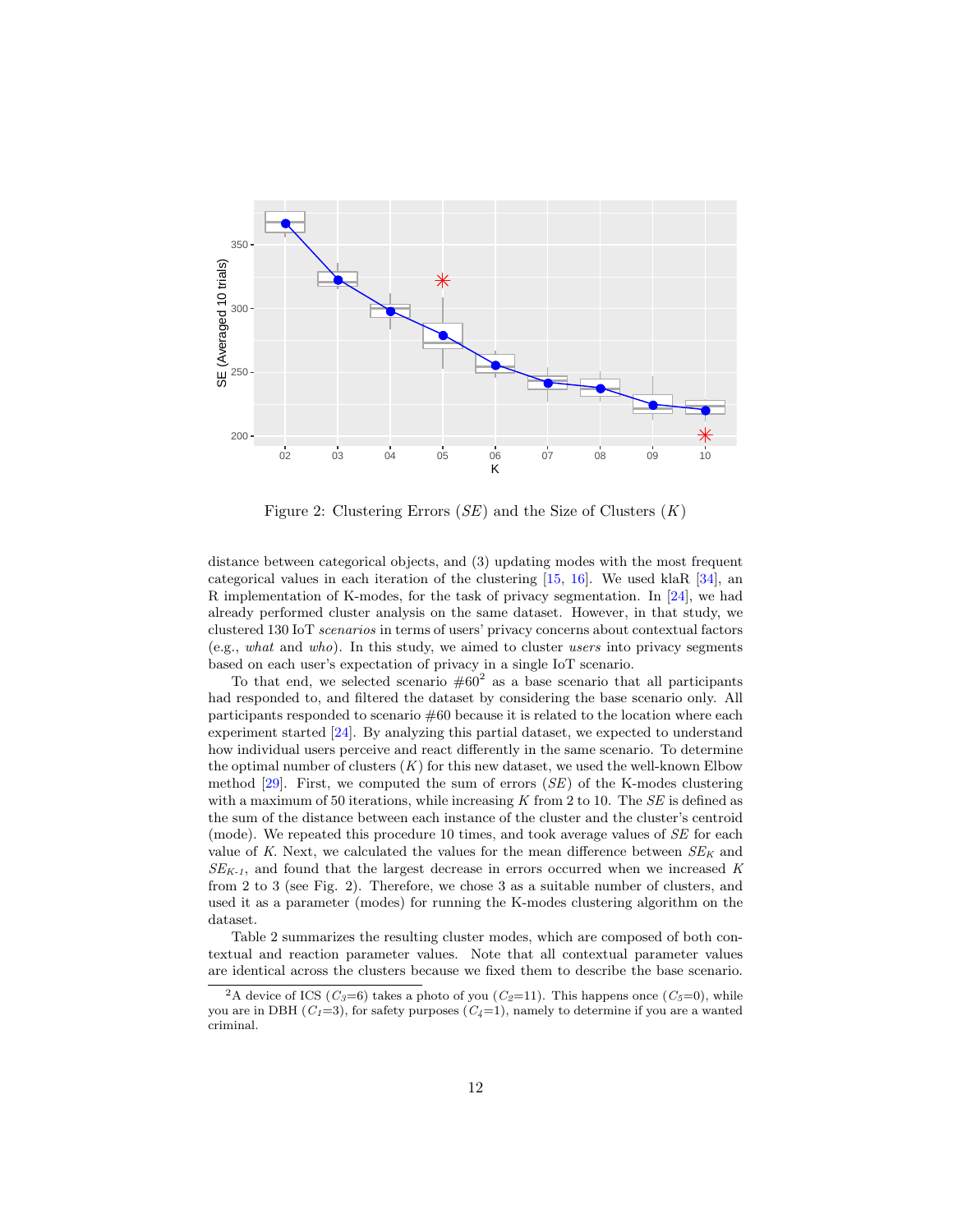Figure 2: Clustering Errors ($SE$) and the Size of Clusters ($K$)

distance between categorical objects, and (3) updating modes with the most frequent categorical values in each iteration of the clustering [15, 16]. We used klaR [34], an R implementation of K-modes, for the task of privacy segmentation. In [24], we had already performed cluster analysis on the same dataset. However, in that study, we clustered 130 IoT *scenarios* in terms of users' privacy concerns about contextual factors (e.g., *what* and *who*). In this study, we aimed to cluster *users* into privacy segments based on each user's expectation of privacy in a single IoT scenario.

To that end, we selected scenario #60[2] as a base scenario that all participants had responded to, and filtered the dataset by considering the base scenario only. All participants responded to scenario #60 because it is related to the location where each experiment started [24]. By analyzing this partial dataset, we expected to understand how individual users perceive and react differently in the same scenario. To determine the optimal number of clusters ($K$) for this new dataset, we used the well-known Elbow method [29]. First, we computed the sum of errors ($SE$) of the K-modes clustering with a maximum of 50 iterations, while increasing $K$ from 2 to 10. The $SE$ is defined as the sum of the distance between each instance of the cluster and the cluster's centroid (mode). We repeated this procedure 10 times, and took average values of $SE$ for each value of $K$. Next, we calculated the values for the mean difference between $SE_K$ and $SE_{K\text{-}1}$, and found that the largest decrease in errors occurred when we increased $K$ from 2 to 3 (see Fig. 2). Therefore, we chose 3 as a suitable number of clusters, and used it as a parameter (modes) for running the K-modes clustering algorithm on the dataset.

Table 2 summarizes the resulting cluster modes, which are composed of both contextual and reaction parameter values. Note that all contextual parameter values are identical across the clusters because we fixed them to describe the base scenario.

[2] A device of ICS ($C_3$=6) takes a photo of you ($C_2$=11). This happens once ($C_5$=0), while you are in DBH ($C_1$=3), for safety purposes ($C_4$=1), namely to determine if you are a wanted criminal.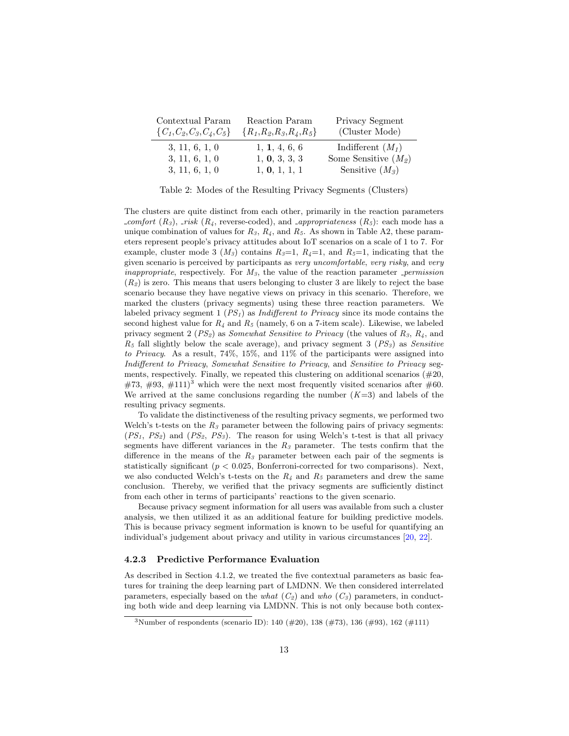| Contextual Param $\{C_1, C_2, C_3, C_4, C_5\}$ | Reaction Param $\{R_1, R_2, R_3, R_4, R_5\}$ | Privacy Segment (Cluster Mode) |
|---|---|---|
| 3, 11, 6, 1, 0 | 1, **1**, 4, 6, 6 | Indifferent ($M_1$) |
| 3, 11, 6, 1, 0 | 1, **0**, 3, 3, 3 | Some Sensitive ($M_2$) |
| 3, 11, 6, 1, 0 | 1, **0**, 1, 1, 1 | Sensitive ($M_3$) |

Table 2: Modes of the Resulting Privacy Segments (Clusters)

The clusters are quite distinct from each other, primarily in the reaction parameters *_comfort* ($R_3$), *_risk* ($R_4$, reverse-coded), and *_appropriateness* ($R_5$): each mode has a unique combination of values for $R_3$, $R_4$, and $R_5$. As shown in Table A2, these parameters represent people's privacy attitudes about IoT scenarios on a scale of 1 to 7. For example, cluster mode 3 ($M_3$) contains $R_3$=1, $R_4$=1, and $R_5$=1, indicating that the given scenario is perceived by participants as *very uncomfortable*, *very risky*, and *very inappropriate*, respectively. For $M_3$, the value of the reaction parameter *_permission* ($R_2$) is zero. This means that users belonging to cluster 3 are likely to reject the base scenario because they have negative views on privacy in this scenario. Therefore, we marked the clusters (privacy segments) using these three reaction parameters. We labeled privacy segment 1 ($PS_1$) as *Indifferent to Privacy* since its mode contains the second highest value for $R_4$ and $R_5$ (namely, 6 on a 7-item scale). Likewise, we labeled privacy segment 2 ($PS_2$) as *Somewhat Sensitive to Privacy* (the values of $R_3$, $R_4$, and $R_5$ fall slightly below the scale average), and privacy segment 3 ($PS_3$) as *Sensitive to Privacy*. As a result, 74%, 15%, and 11% of the participants were assigned into *Indifferent to Privacy*, *Somewhat Sensitive to Privacy*, and *Sensitive to Privacy* segments, respectively. Finally, we repeated this clustering on additional scenarios (#20, #73, #93, #111)[3] which were the next most frequently visited scenarios after #60. We arrived at the same conclusions regarding the number ($K$=3) and labels of the resulting privacy segments.

To validate the distinctiveness of the resulting privacy segments, we performed two Welch's t-tests on the $R_3$ parameter between the following pairs of privacy segments: ($PS_1$, $PS_2$) and ($PS_2$, $PS_3$). The reason for using Welch's t-test is that all privacy segments have different variances in the $R_3$ parameter. The tests confirm that the difference in the means of the $R_3$ parameter between each pair of the segments is statistically significant ($p < 0.025$, Bonferroni-corrected for two comparisons). Next, we also conducted Welch's t-tests on the $R_4$ and $R_5$ parameters and drew the same conclusion. Thereby, we verified that the privacy segments are sufficiently distinct from each other in terms of participants' reactions to the given scenario.

Because privacy segment information for all users was available from such a cluster analysis, we then utilized it as an additional feature for building predictive models. This is because privacy segment information is known to be useful for quantifying an individual's judgement about privacy and utility in various circumstances [20, 22].

### 4.2.3 Predictive Performance Evaluation

As described in Section 4.1.2, we treated the five contextual parameters as basic features for training the deep learning part of LMDNN. We then considered interrelated parameters, especially based on the *what* ($C_2$) and *who* ($C_3$) parameters, in conducting both wide and deep learning via LMDNN. This is not only because both contex-

[3] Number of respondents (scenario ID): 140 (#20), 138 (#73), 136 (#93), 162 (#111)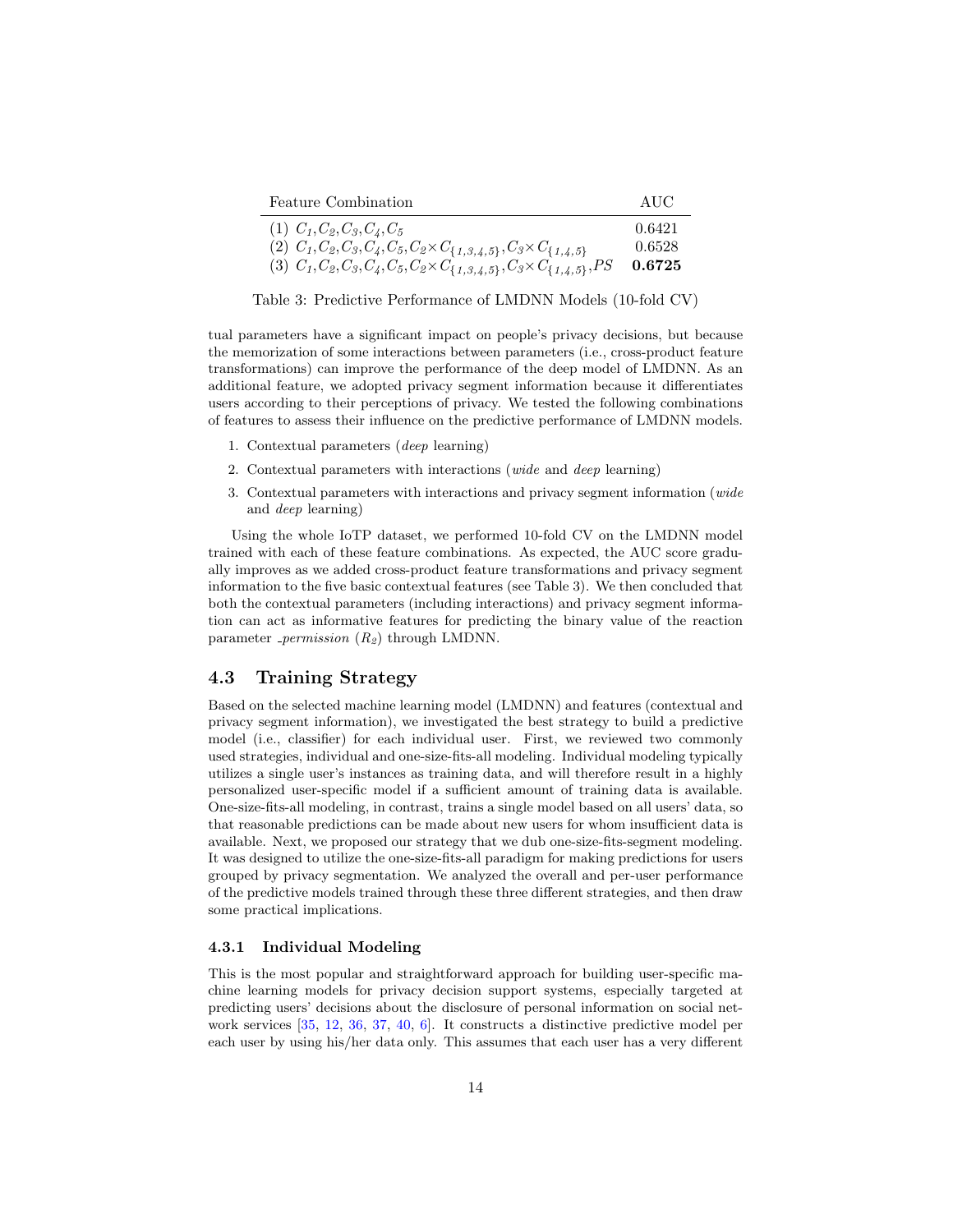| Feature Combination | AUC |
|---|---|
| (1) $C_1, C_2, C_3, C_4, C_5$ | 0.6421 |
| (2) $C_1, C_2, C_3, C_4, C_5, C_2 \times C_{\{1,3,4,5\}}, C_3 \times C_{\{1,4,5\}}$ | 0.6528 |
| (3) $C_1, C_2, C_3, C_4, C_5, C_2 \times C_{\{1,3,4,5\}}, C_3 \times C_{\{1,4,5\}}, PS$ | **0.6725** |

Table 3: Predictive Performance of LMDNN Models (10-fold CV)

tual parameters have a significant impact on people's privacy decisions, but because the memorization of some interactions between parameters (i.e., cross-product feature transformations) can improve the performance of the deep model of LMDNN. As an additional feature, we adopted privacy segment information because it differentiates users according to their perceptions of privacy. We tested the following combinations of features to assess their influence on the predictive performance of LMDNN models.

1. Contextual parameters (*deep* learning)
2. Contextual parameters with interactions (*wide* and *deep* learning)
3. Contextual parameters with interactions and privacy segment information (*wide* and *deep* learning)

Using the whole IoTP dataset, we performed 10-fold CV on the LMDNN model trained with each of these feature combinations. As expected, the AUC score gradually improves as we added cross-product feature transformations and privacy segment information to the five basic contextual features (see Table 3). We then concluded that both the contextual parameters (including interactions) and privacy segment information can act as informative features for predicting the binary value of the reaction parameter *_permission* ($R_2$) through LMDNN.

## 4.3 Training Strategy

Based on the selected machine learning model (LMDNN) and features (contextual and privacy segment information), we investigated the best strategy to build a predictive model (i.e., classifier) for each individual user. First, we reviewed two commonly used strategies, individual and one-size-fits-all modeling. Individual modeling typically utilizes a single user's instances as training data, and will therefore result in a highly personalized user-specific model if a sufficient amount of training data is available. One-size-fits-all modeling, in contrast, trains a single model based on all users' data, so that reasonable predictions can be made about new users for whom insufficient data is available. Next, we proposed our strategy that we dub one-size-fits-segment modeling. It was designed to utilize the one-size-fits-all paradigm for making predictions for users grouped by privacy segmentation. We analyzed the overall and per-user performance of the predictive models trained through these three different strategies, and then draw some practical implications.

### 4.3.1 Individual Modeling

This is the most popular and straightforward approach for building user-specific machine learning models for privacy decision support systems, especially targeted at predicting users' decisions about the disclosure of personal information on social network services [35, 12, 36, 37, 40, 6]. It constructs a distinctive predictive model per each user by using his/her data only. This assumes that each user has a very different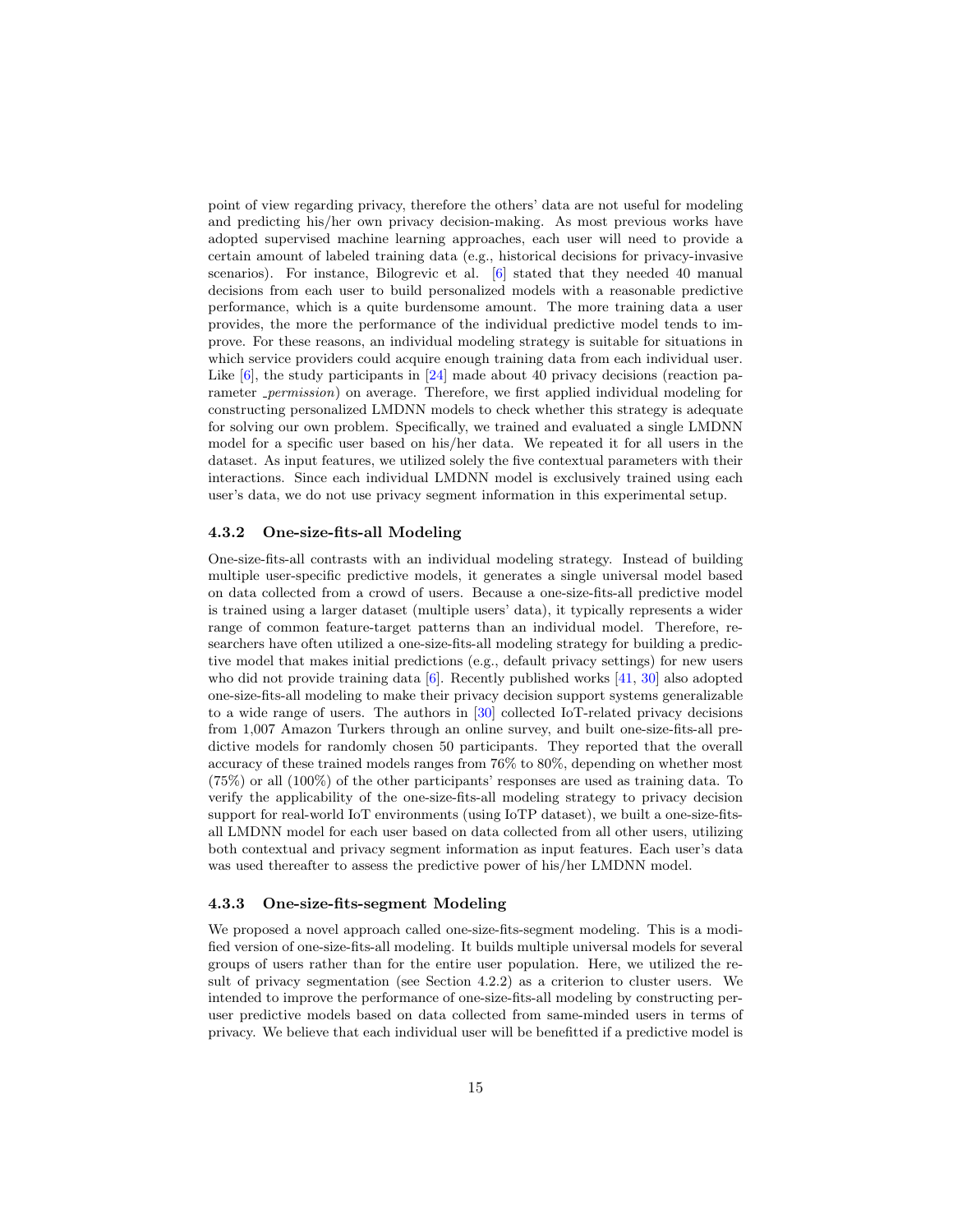point of view regarding privacy, therefore the others' data are not useful for modeling and predicting his/her own privacy decision-making. As most previous works have adopted supervised machine learning approaches, each user will need to provide a certain amount of labeled training data (e.g., historical decisions for privacy-invasive scenarios). For instance, Bilogrevic et al. [6] stated that they needed 40 manual decisions from each user to build personalized models with a reasonable predictive performance, which is a quite burdensome amount. The more training data a user provides, the more the performance of the individual predictive model tends to improve. For these reasons, an individual modeling strategy is suitable for situations in which service providers could acquire enough training data from each individual user. Like [6], the study participants in [24] made about 40 privacy decisions (reaction parameter *_permission*) on average. Therefore, we first applied individual modeling for constructing personalized LMDNN models to check whether this strategy is adequate for solving our own problem. Specifically, we trained and evaluated a single LMDNN model for a specific user based on his/her data. We repeated it for all users in the dataset. As input features, we utilized solely the five contextual parameters with their interactions. Since each individual LMDNN model is exclusively trained using each user's data, we do not use privacy segment information in this experimental setup.

### 4.3.2 One-size-fits-all Modeling

One-size-fits-all contrasts with an individual modeling strategy. Instead of building multiple user-specific predictive models, it generates a single universal model based on data collected from a crowd of users. Because a one-size-fits-all predictive model is trained using a larger dataset (multiple users' data), it typically represents a wider range of common feature-target patterns than an individual model. Therefore, researchers have often utilized a one-size-fits-all modeling strategy for building a predictive model that makes initial predictions (e.g., default privacy settings) for new users who did not provide training data [6]. Recently published works [41, 30] also adopted one-size-fits-all modeling to make their privacy decision support systems generalizable to a wide range of users. The authors in [30] collected IoT-related privacy decisions from 1,007 Amazon Turkers through an online survey, and built one-size-fits-all predictive models for randomly chosen 50 participants. They reported that the overall accuracy of these trained models ranges from 76% to 80%, depending on whether most (75%) or all (100%) of the other participants' responses are used as training data. To verify the applicability of the one-size-fits-all modeling strategy to privacy decision support for real-world IoT environments (using IoTP dataset), we built a one-size-fits-all LMDNN model for each user based on data collected from all other users, utilizing both contextual and privacy segment information as input features. Each user's data was used thereafter to assess the predictive power of his/her LMDNN model.

### 4.3.3 One-size-fits-segment Modeling

We proposed a novel approach called one-size-fits-segment modeling. This is a modified version of one-size-fits-all modeling. It builds multiple universal models for several groups of users rather than for the entire user population. Here, we utilized the result of privacy segmentation (see Section 4.2.2) as a criterion to cluster users. We intended to improve the performance of one-size-fits-all modeling by constructing per-user predictive models based on data collected from same-minded users in terms of privacy. We believe that each individual user will be benefitted if a predictive model is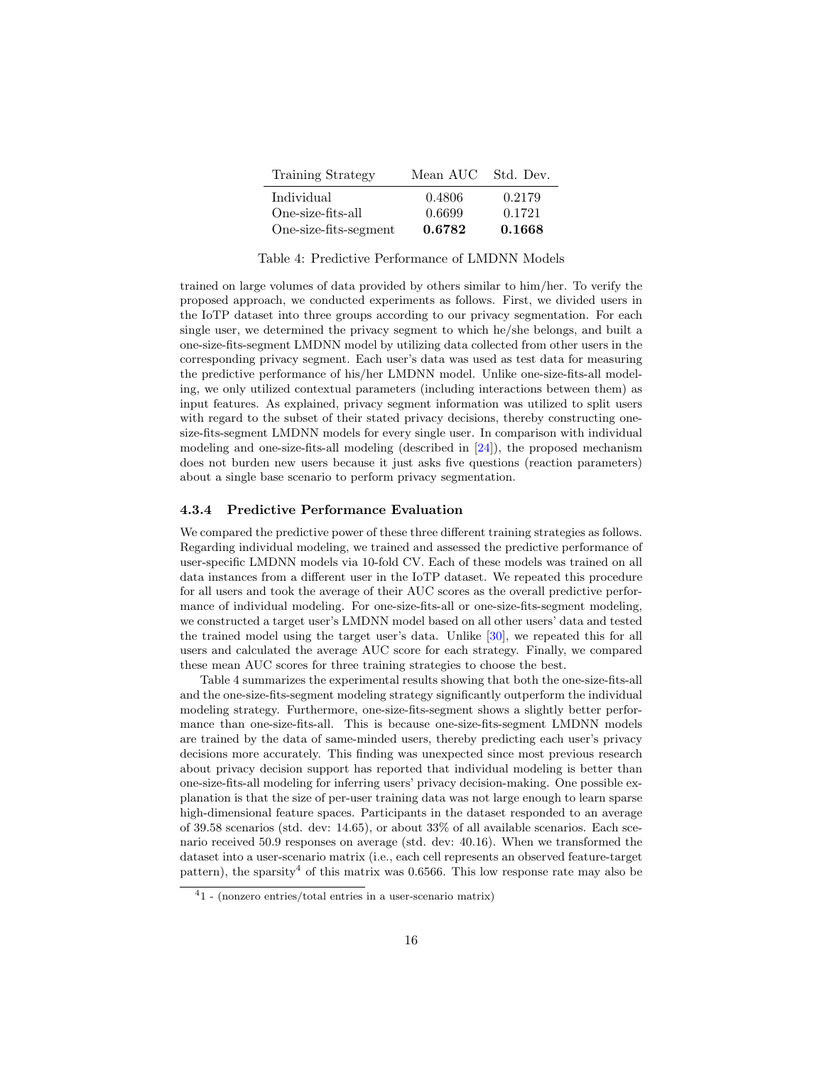| Training Strategy | Mean AUC | Std. Dev. |
|---|---|---|
| Individual | 0.4806 | 0.2179 |
| One-size-fits-all | 0.6699 | 0.1721 |
| One-size-fits-segment | **0.6782** | **0.1668** |

Table 4: Predictive Performance of LMDNN Models

trained on large volumes of data provided by others similar to him/her. To verify the proposed approach, we conducted experiments as follows. First, we divided users in the IoTP dataset into three groups according to our privacy segmentation. For each single user, we determined the privacy segment to which he/she belongs, and built a one-size-fits-segment LMDNN model by utilizing data collected from other users in the corresponding privacy segment. Each user's data was used as test data for measuring the predictive performance of his/her LMDNN model. Unlike one-size-fits-all modeling, we only utilized contextual parameters (including interactions between them) as input features. As explained, privacy segment information was utilized to split users with regard to the subset of their stated privacy decisions, thereby constructing one-size-fits-segment LMDNN models for every single user. In comparison with individual modeling and one-size-fits-all modeling (described in [24]), the proposed mechanism does not burden new users because it just asks five questions (reaction parameters) about a single base scenario to perform privacy segmentation.

#### 4.3.4 Predictive Performance Evaluation

We compared the predictive power of these three different training strategies as follows. Regarding individual modeling, we trained and assessed the predictive performance of user-specific LMDNN models via 10-fold CV. Each of these models was trained on all data instances from a different user in the IoTP dataset. We repeated this procedure for all users and took the average of their AUC scores as the overall predictive performance of individual modeling. For one-size-fits-all or one-size-fits-segment modeling, we constructed a target user's LMDNN model based on all other users' data and tested the trained model using the target user's data. Unlike [30], we repeated this for all users and calculated the average AUC score for each strategy. Finally, we compared these mean AUC scores for three training strategies to choose the best.

Table 4 summarizes the experimental results showing that both the one-size-fits-all and the one-size-fits-segment modeling strategy significantly outperform the individual modeling strategy. Furthermore, one-size-fits-segment shows a slightly better performance than one-size-fits-all. This is because one-size-fits-segment LMDNN models are trained by the data of same-minded users, thereby predicting each user's privacy decisions more accurately. This finding was unexpected since most previous research about privacy decision support has reported that individual modeling is better than one-size-fits-all modeling for inferring users' privacy decision-making. One possible explanation is that the size of per-user training data was not large enough to learn sparse high-dimensional feature spaces. Participants in the dataset responded to an average of 39.58 scenarios (std. dev: 14.65), or about 33% of all available scenarios. Each scenario received 50.9 responses on average (std. dev: 40.16). When we transformed the dataset into a user-scenario matrix (i.e., each cell represents an observed feature-target pattern), the sparsity[4] of this matrix was 0.6566. This low response rate may also be

[4] 1 - (nonzero entries/total entries in a user-scenario matrix)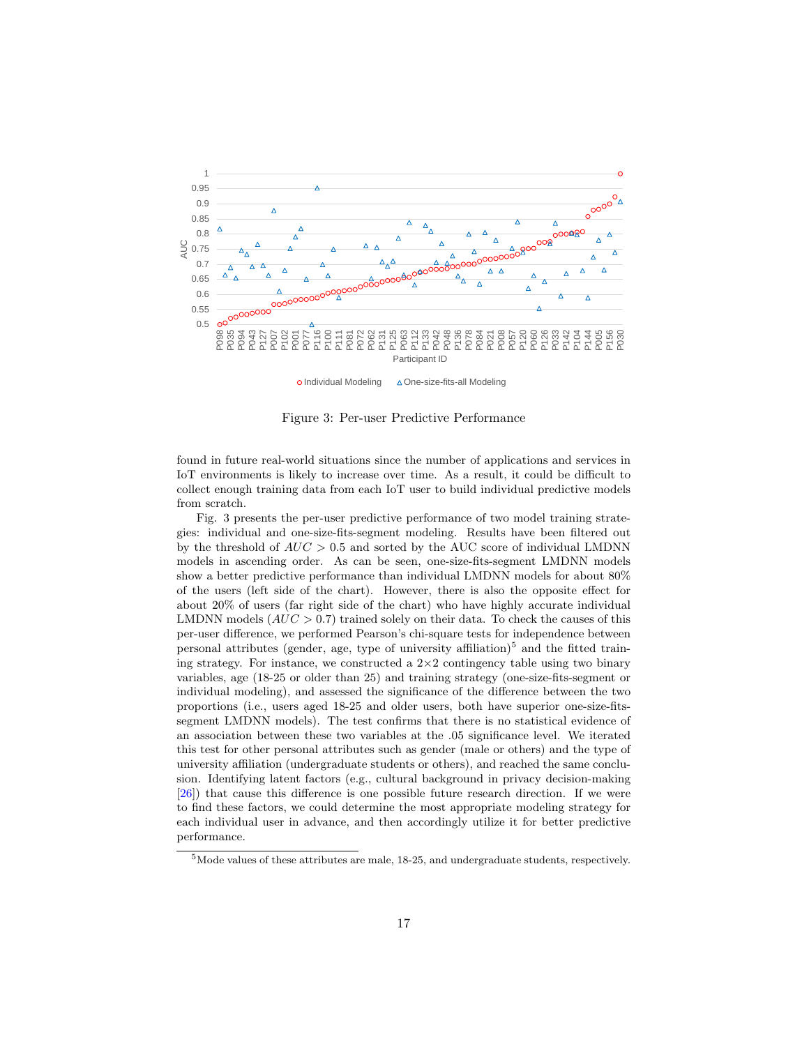Figure 3: Per-user Predictive Performance

found in future real-world situations since the number of applications and services in IoT environments is likely to increase over time. As a result, it could be difficult to collect enough training data from each IoT user to build individual predictive models from scratch.

Fig. 3 presents the per-user predictive performance of two model training strategies: individual and one-size-fits-segment modeling. Results have been filtered out by the threshold of $AUC > 0.5$ and sorted by the AUC score of individual LMDNN models in ascending order. As can be seen, one-size-fits-segment LMDNN models show a better predictive performance than individual LMDNN models for about 80% of the users (left side of the chart). However, there is also the opposite effect for about 20% of users (far right side of the chart) who have highly accurate individual LMDNN models ($AUC > 0.7$) trained solely on their data. To check the causes of this per-user difference, we performed Pearson's chi-square tests for independence between personal attributes (gender, age, type of university affiliation)[5] and the fitted training strategy. For instance, we constructed a $2 \times 2$ contingency table using two binary variables, age (18-25 or older than 25) and training strategy (one-size-fits-segment or individual modeling), and assessed the significance of the difference between the two proportions (i.e., users aged 18-25 and older users, both have superior one-size-fits-segment LMDNN models). The test confirms that there is no statistical evidence of an association between these two variables at the .05 significance level. We iterated this test for other personal attributes such as gender (male or others) and the type of university affiliation (undergraduate students or others), and reached the same conclusion. Identifying latent factors (e.g., cultural background in privacy decision-making [26]) that cause this difference is one possible future research direction. If we were to find these factors, we could determine the most appropriate modeling strategy for each individual user in advance, and then accordingly utilize it for better predictive performance.

[5]Mode values of these attributes are male, 18-25, and undergraduate students, respectively.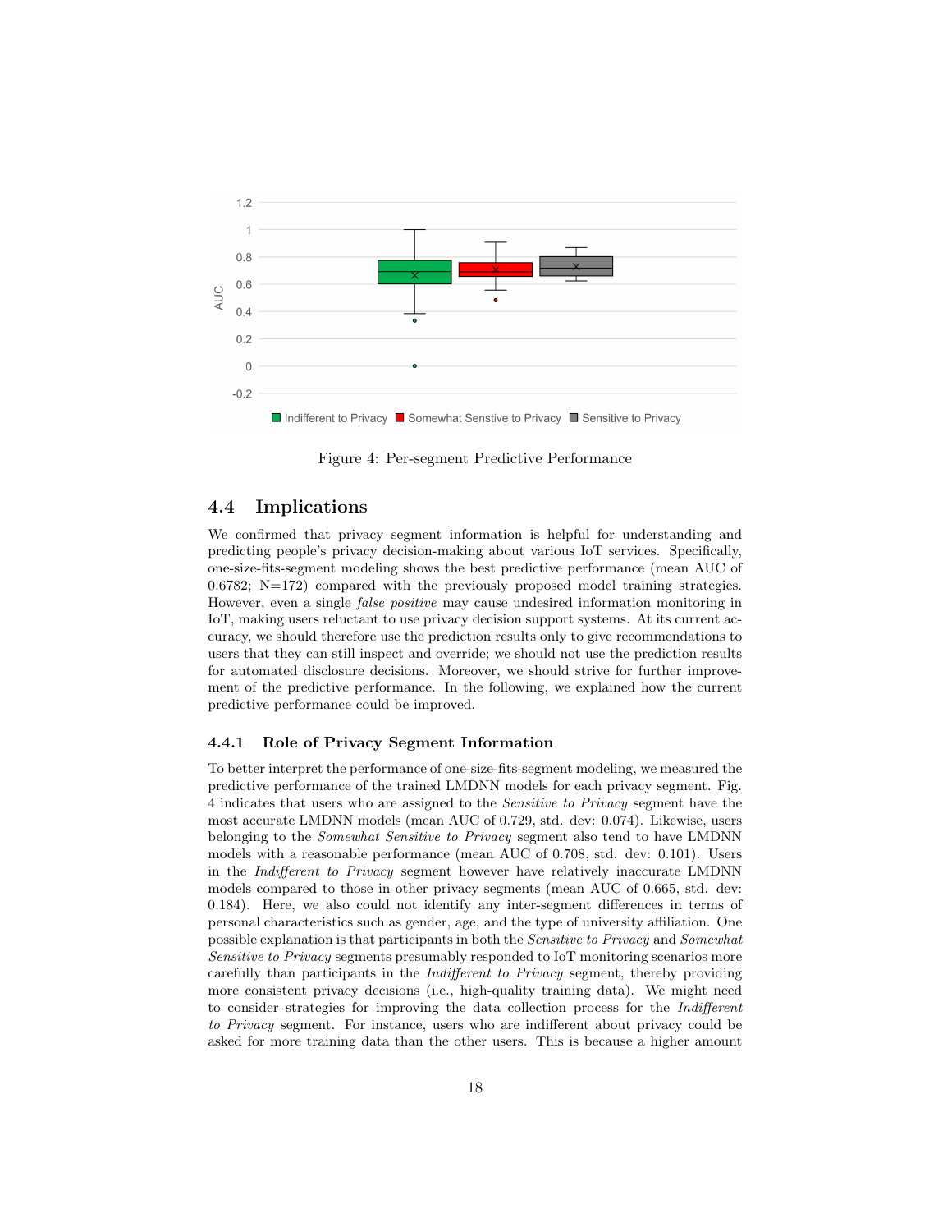Figure 4: Per-segment Predictive Performance

## 4.4 Implications

We confirmed that privacy segment information is helpful for understanding and predicting people's privacy decision-making about various IoT services. Specifically, one-size-fits-segment modeling shows the best predictive performance (mean AUC of 0.6782; N=172) compared with the previously proposed model training strategies. However, even a single *false positive* may cause undesired information monitoring in IoT, making users reluctant to use privacy decision support systems. At its current accuracy, we should therefore use the prediction results only to give recommendations to users that they can still inspect and override; we should not use the prediction results for automated disclosure decisions. Moreover, we should strive for further improvement of the predictive performance. In the following, we explained how the current predictive performance could be improved.

### 4.4.1 Role of Privacy Segment Information

To better interpret the performance of one-size-fits-segment modeling, we measured the predictive performance of the trained LMDNN models for each privacy segment. Fig. 4 indicates that users who are assigned to the *Sensitive to Privacy* segment have the most accurate LMDNN models (mean AUC of 0.729, std. dev: 0.074). Likewise, users belonging to the *Somewhat Sensitive to Privacy* segment also tend to have LMDNN models with a reasonable performance (mean AUC of 0.708, std. dev: 0.101). Users in the *Indifferent to Privacy* segment however have relatively inaccurate LMDNN models compared to those in other privacy segments (mean AUC of 0.665, std. dev: 0.184). Here, we also could not identify any inter-segment differences in terms of personal characteristics such as gender, age, and the type of university affiliation. One possible explanation is that participants in both the *Sensitive to Privacy* and *Somewhat Sensitive to Privacy* segments presumably responded to IoT monitoring scenarios more carefully than participants in the *Indifferent to Privacy* segment, thereby providing more consistent privacy decisions (i.e., high-quality training data). We might need to consider strategies for improving the data collection process for the *Indifferent to Privacy* segment. For instance, users who are indifferent about privacy could be asked for more training data than the other users. This is because a higher amount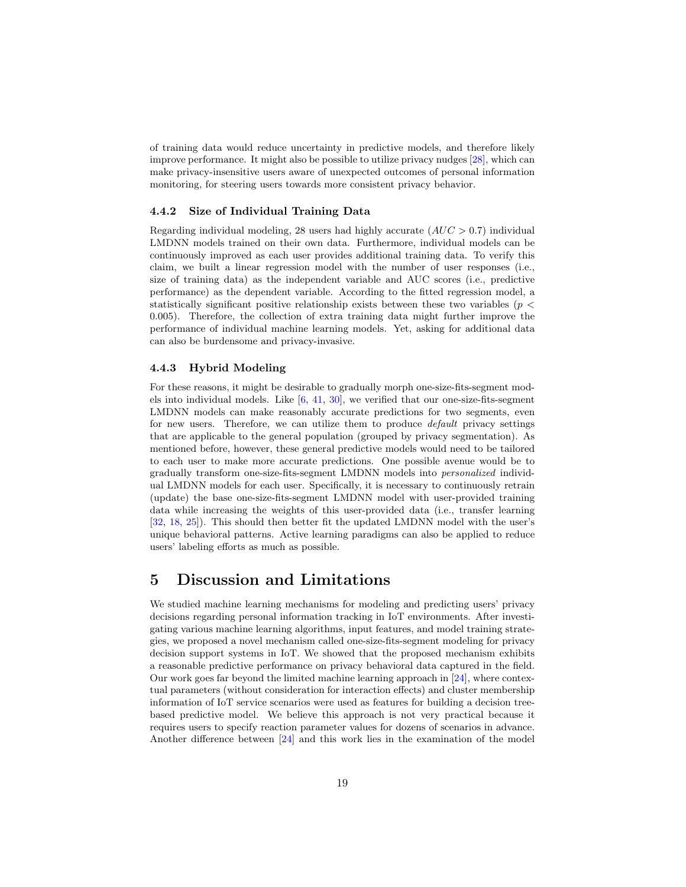of training data would reduce uncertainty in predictive models, and therefore likely improve performance. It might also be possible to utilize privacy nudges [28], which can make privacy-insensitive users aware of unexpected outcomes of personal information monitoring, for steering users towards more consistent privacy behavior.

#### 4.4.2 Size of Individual Training Data

Regarding individual modeling, 28 users had highly accurate ($AUC > 0.7$) individual LMDNN models trained on their own data. Furthermore, individual models can be continuously improved as each user provides additional training data. To verify this claim, we built a linear regression model with the number of user responses (i.e., size of training data) as the independent variable and AUC scores (i.e., predictive performance) as the dependent variable. According to the fitted regression model, a statistically significant positive relationship exists between these two variables ($p < 0.005$). Therefore, the collection of extra training data might further improve the performance of individual machine learning models. Yet, asking for additional data can also be burdensome and privacy-invasive.

#### 4.4.3 Hybrid Modeling

For these reasons, it might be desirable to gradually morph one-size-fits-segment models into individual models. Like [6, 41, 30], we verified that our one-size-fits-segment LMDNN models can make reasonably accurate predictions for two segments, even for new users. Therefore, we can utilize them to produce *default* privacy settings that are applicable to the general population (grouped by privacy segmentation). As mentioned before, however, these general predictive models would need to be tailored to each user to make more accurate predictions. One possible avenue would be to gradually transform one-size-fits-segment LMDNN models into *personalized* individual LMDNN models for each user. Specifically, it is necessary to continuously retrain (update) the base one-size-fits-segment LMDNN model with user-provided training data while increasing the weights of this user-provided data (i.e., transfer learning [32, 18, 25]). This should then better fit the updated LMDNN model with the user's unique behavioral patterns. Active learning paradigms can also be applied to reduce users' labeling efforts as much as possible.

## 5 Discussion and Limitations

We studied machine learning mechanisms for modeling and predicting users' privacy decisions regarding personal information tracking in IoT environments. After investigating various machine learning algorithms, input features, and model training strategies, we proposed a novel mechanism called one-size-fits-segment modeling for privacy decision support systems in IoT. We showed that the proposed mechanism exhibits a reasonable predictive performance on privacy behavioral data captured in the field. Our work goes far beyond the limited machine learning approach in [24], where contextual parameters (without consideration for interaction effects) and cluster membership information of IoT service scenarios were used as features for building a decision tree-based predictive model. We believe this approach is not very practical because it requires users to specify reaction parameter values for dozens of scenarios in advance. Another difference between [24] and this work lies in the examination of the model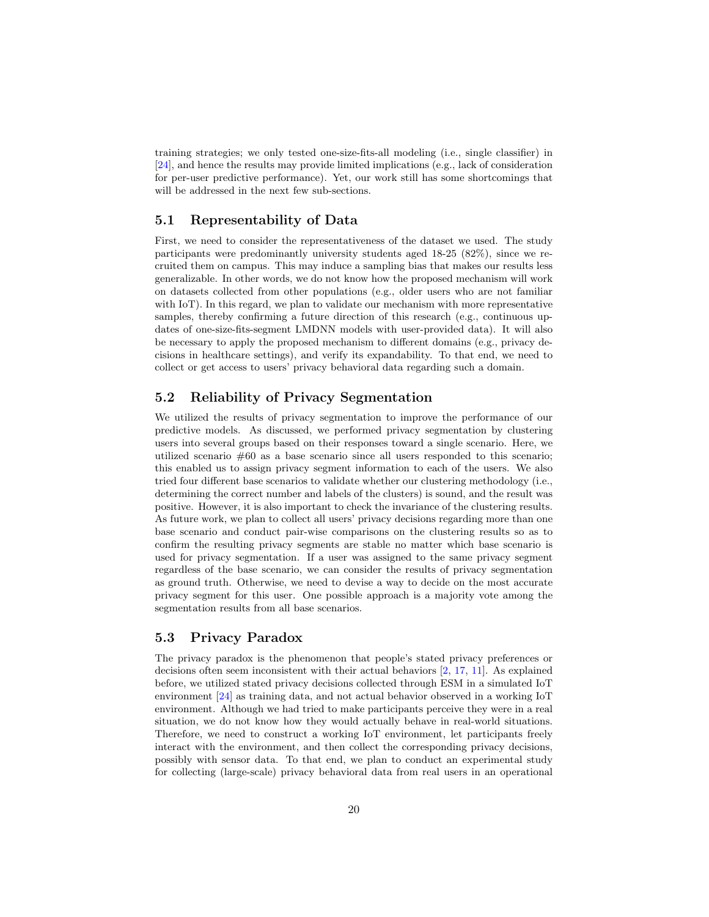training strategies; we only tested one-size-fits-all modeling (i.e., single classifier) in [24], and hence the results may provide limited implications (e.g., lack of consideration for per-user predictive performance). Yet, our work still has some shortcomings that will be addressed in the next few sub-sections.

## 5.1 Representability of Data

First, we need to consider the representativeness of the dataset we used. The study participants were predominantly university students aged 18-25 (82%), since we recruited them on campus. This may induce a sampling bias that makes our results less generalizable. In other words, we do not know how the proposed mechanism will work on datasets collected from other populations (e.g., older users who are not familiar with IoT). In this regard, we plan to validate our mechanism with more representative samples, thereby confirming a future direction of this research (e.g., continuous updates of one-size-fits-segment LMDNN models with user-provided data). It will also be necessary to apply the proposed mechanism to different domains (e.g., privacy decisions in healthcare settings), and verify its expandability. To that end, we need to collect or get access to users' privacy behavioral data regarding such a domain.

## 5.2 Reliability of Privacy Segmentation

We utilized the results of privacy segmentation to improve the performance of our predictive models. As discussed, we performed privacy segmentation by clustering users into several groups based on their responses toward a single scenario. Here, we utilized scenario #60 as a base scenario since all users responded to this scenario; this enabled us to assign privacy segment information to each of the users. We also tried four different base scenarios to validate whether our clustering methodology (i.e., determining the correct number and labels of the clusters) is sound, and the result was positive. However, it is also important to check the invariance of the clustering results. As future work, we plan to collect all users' privacy decisions regarding more than one base scenario and conduct pair-wise comparisons on the clustering results so as to confirm the resulting privacy segments are stable no matter which base scenario is used for privacy segmentation. If a user was assigned to the same privacy segment regardless of the base scenario, we can consider the results of privacy segmentation as ground truth. Otherwise, we need to devise a way to decide on the most accurate privacy segment for this user. One possible approach is a majority vote among the segmentation results from all base scenarios.

## 5.3 Privacy Paradox

The privacy paradox is the phenomenon that people's stated privacy preferences or decisions often seem inconsistent with their actual behaviors [2, 17, 11]. As explained before, we utilized stated privacy decisions collected through ESM in a simulated IoT environment [24] as training data, and not actual behavior observed in a working IoT environment. Although we had tried to make participants perceive they were in a real situation, we do not know how they would actually behave in real-world situations. Therefore, we need to construct a working IoT environment, let participants freely interact with the environment, and then collect the corresponding privacy decisions, possibly with sensor data. To that end, we plan to conduct an experimental study for collecting (large-scale) privacy behavioral data from real users in an operational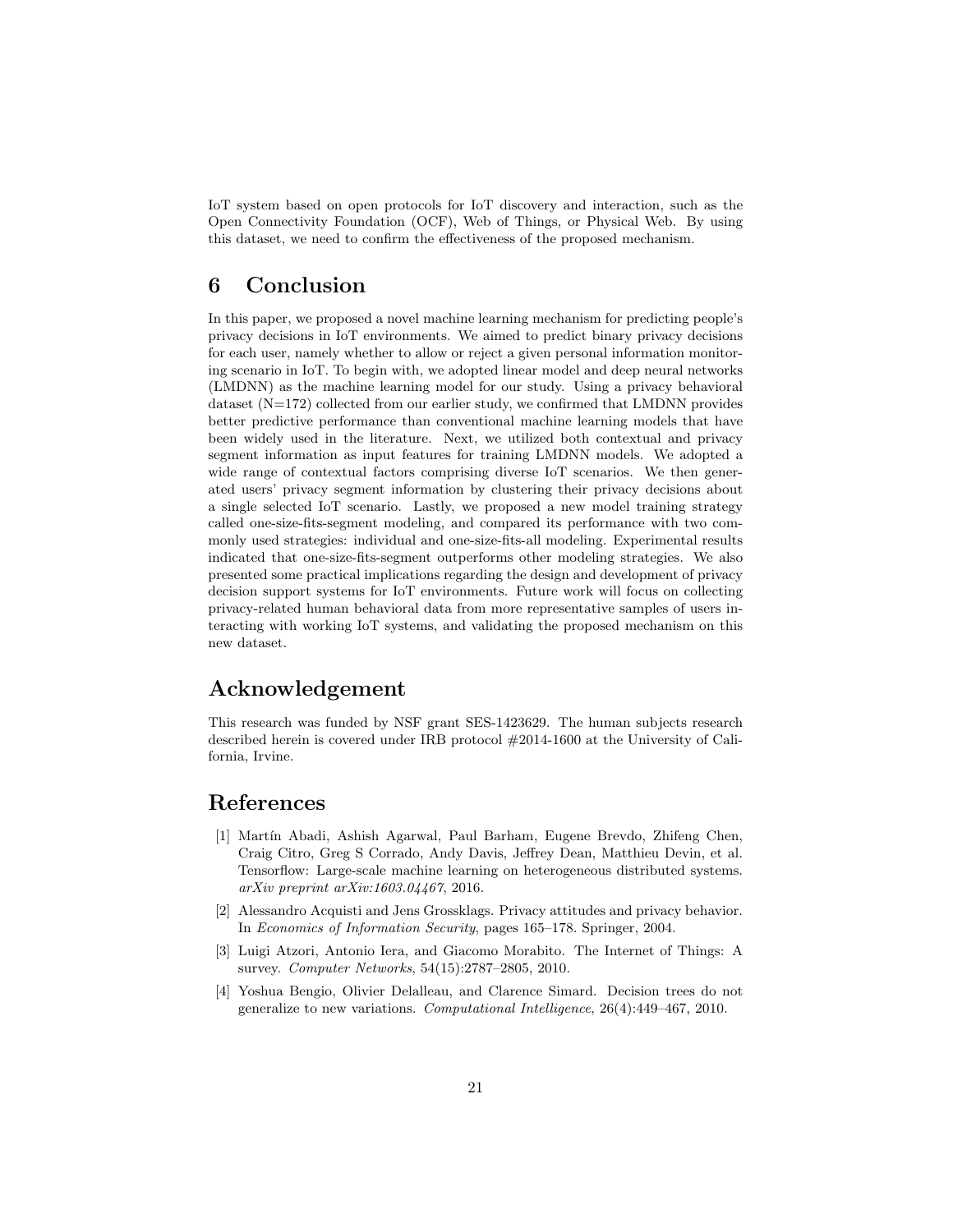IoT system based on open protocols for IoT discovery and interaction, such as the Open Connectivity Foundation (OCF), Web of Things, or Physical Web. By using this dataset, we need to confirm the effectiveness of the proposed mechanism.

# 6 Conclusion

In this paper, we proposed a novel machine learning mechanism for predicting people's privacy decisions in IoT environments. We aimed to predict binary privacy decisions for each user, namely whether to allow or reject a given personal information monitoring scenario in IoT. To begin with, we adopted linear model and deep neural networks (LMDNN) as the machine learning model for our study. Using a privacy behavioral dataset (N=172) collected from our earlier study, we confirmed that LMDNN provides better predictive performance than conventional machine learning models that have been widely used in the literature. Next, we utilized both contextual and privacy segment information as input features for training LMDNN models. We adopted a wide range of contextual factors comprising diverse IoT scenarios. We then generated users' privacy segment information by clustering their privacy decisions about a single selected IoT scenario. Lastly, we proposed a new model training strategy called one-size-fits-segment modeling, and compared its performance with two commonly used strategies: individual and one-size-fits-all modeling. Experimental results indicated that one-size-fits-segment outperforms other modeling strategies. We also presented some practical implications regarding the design and development of privacy decision support systems for IoT environments. Future work will focus on collecting privacy-related human behavioral data from more representative samples of users interacting with working IoT systems, and validating the proposed mechanism on this new dataset.

# Acknowledgement

This research was funded by NSF grant SES-1423629. The human subjects research described herein is covered under IRB protocol #2014-1600 at the University of California, Irvine.

# References

[1] Martín Abadi, Ashish Agarwal, Paul Barham, Eugene Brevdo, Zhifeng Chen, Craig Citro, Greg S Corrado, Andy Davis, Jeffrey Dean, Matthieu Devin, et al. Tensorflow: Large-scale machine learning on heterogeneous distributed systems. *arXiv preprint arXiv:1603.04467*, 2016.

[2] Alessandro Acquisti and Jens Grossklags. Privacy attitudes and privacy behavior. In *Economics of Information Security*, pages 165–178. Springer, 2004.

[3] Luigi Atzori, Antonio Iera, and Giacomo Morabito. The Internet of Things: A survey. *Computer Networks*, 54(15):2787–2805, 2010.

[4] Yoshua Bengio, Olivier Delalleau, and Clarence Simard. Decision trees do not generalize to new variations. *Computational Intelligence*, 26(4):449–467, 2010.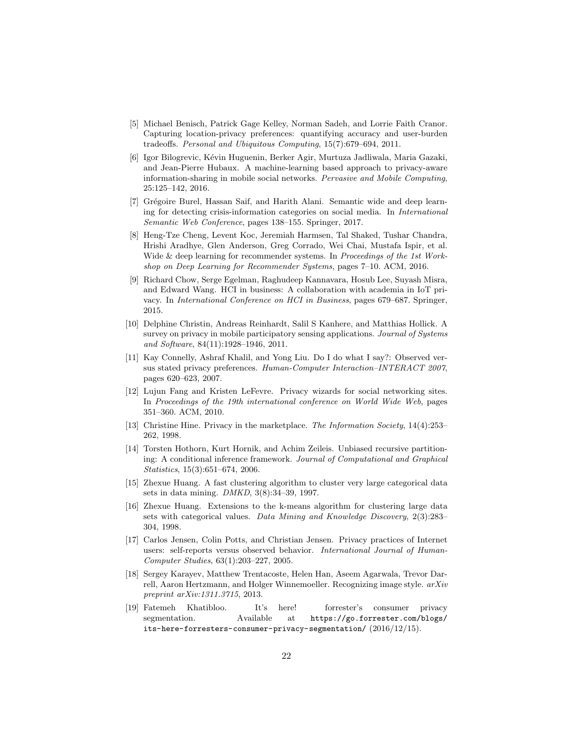[5] Michael Benisch, Patrick Gage Kelley, Norman Sadeh, and Lorrie Faith Cranor. Capturing location-privacy preferences: quantifying accuracy and user-burden tradeoffs. *Personal and Ubiquitous Computing*, 15(7):679–694, 2011.

[6] Igor Bilogrevic, Kévin Huguenin, Berker Agir, Murtuza Jadliwala, Maria Gazaki, and Jean-Pierre Hubaux. A machine-learning based approach to privacy-aware information-sharing in mobile social networks. *Pervasive and Mobile Computing*, 25:125–142, 2016.

[7] Grégoire Burel, Hassan Saif, and Harith Alani. Semantic wide and deep learning for detecting crisis-information categories on social media. In *International Semantic Web Conference*, pages 138–155. Springer, 2017.

[8] Heng-Tze Cheng, Levent Koc, Jeremiah Harmsen, Tal Shaked, Tushar Chandra, Hrishi Aradhye, Glen Anderson, Greg Corrado, Wei Chai, Mustafa Ispir, et al. Wide & deep learning for recommender systems. In *Proceedings of the 1st Workshop on Deep Learning for Recommender Systems*, pages 7–10. ACM, 2016.

[9] Richard Chow, Serge Egelman, Raghudeep Kannavara, Hosub Lee, Suyash Misra, and Edward Wang. HCI in business: A collaboration with academia in IoT privacy. In *International Conference on HCI in Business*, pages 679–687. Springer, 2015.

[10] Delphine Christin, Andreas Reinhardt, Salil S Kanhere, and Matthias Hollick. A survey on privacy in mobile participatory sensing applications. *Journal of Systems and Software*, 84(11):1928–1946, 2011.

[11] Kay Connelly, Ashraf Khalil, and Yong Liu. Do I do what I say?: Observed versus stated privacy preferences. *Human-Computer Interaction–INTERACT 2007*, pages 620–623, 2007.

[12] Lujun Fang and Kristen LeFevre. Privacy wizards for social networking sites. In *Proceedings of the 19th international conference on World Wide Web*, pages 351–360. ACM, 2010.

[13] Christine Hine. Privacy in the marketplace. *The Information Society*, 14(4):253–262, 1998.

[14] Torsten Hothorn, Kurt Hornik, and Achim Zeileis. Unbiased recursive partitioning: A conditional inference framework. *Journal of Computational and Graphical Statistics*, 15(3):651–674, 2006.

[15] Zhexue Huang. A fast clustering algorithm to cluster very large categorical data sets in data mining. *DMKD*, 3(8):34–39, 1997.

[16] Zhexue Huang. Extensions to the k-means algorithm for clustering large data sets with categorical values. *Data Mining and Knowledge Discovery*, 2(3):283–304, 1998.

[17] Carlos Jensen, Colin Potts, and Christian Jensen. Privacy practices of Internet users: self-reports versus observed behavior. *International Journal of Human-Computer Studies*, 63(1):203–227, 2005.

[18] Sergey Karayev, Matthew Trentacoste, Helen Han, Aseem Agarwala, Trevor Darrell, Aaron Hertzmann, and Holger Winnemoeller. Recognizing image style. *arXiv preprint arXiv:1311.3715*, 2013.

[19] Fatemeh Khatibloo. It's here! forrester's consumer privacy segmentation. Available at `https://go.forrester.com/blogs/its-here-forresters-consumer-privacy-segmentation/` (2016/12/15).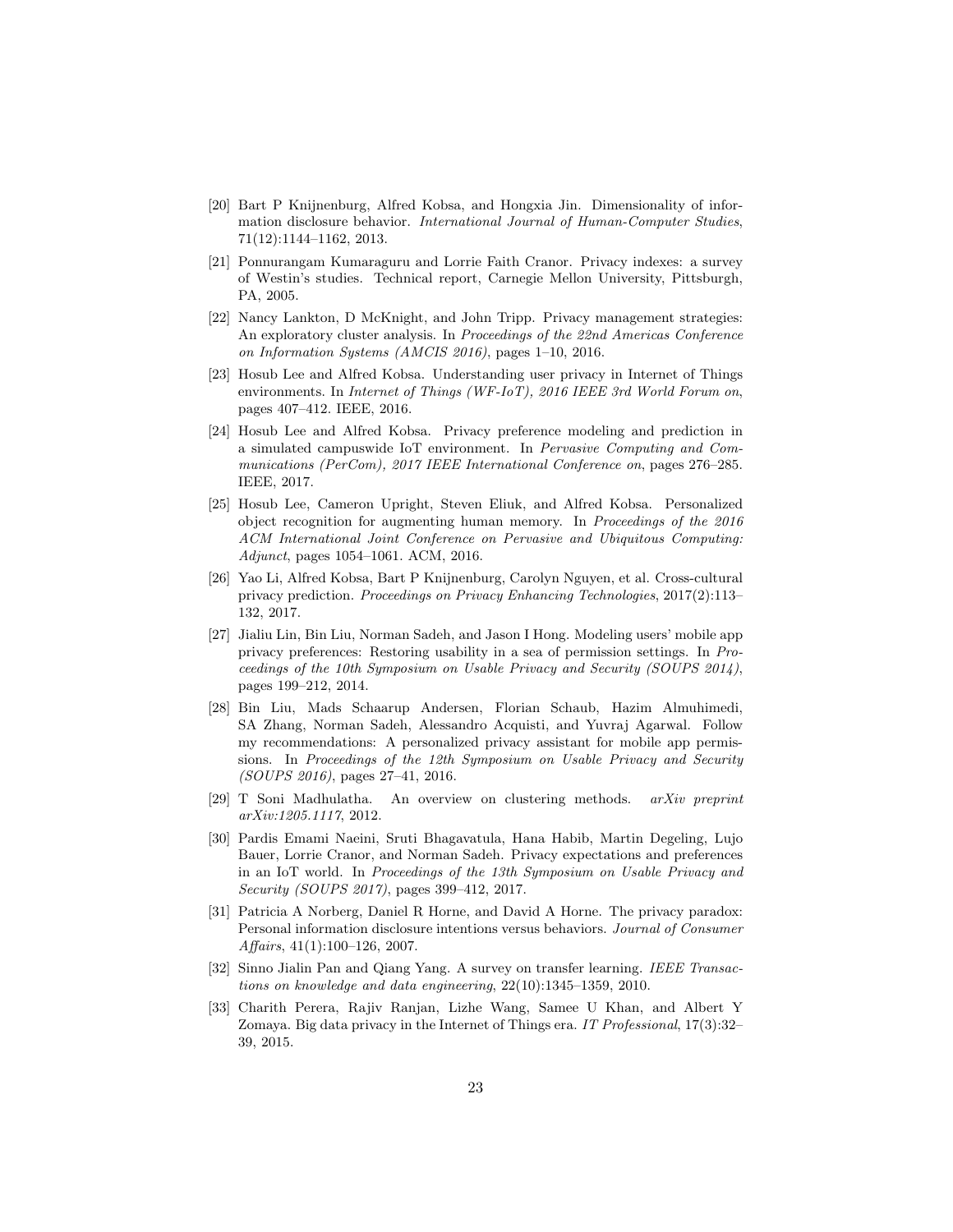[20] Bart P Knijnenburg, Alfred Kobsa, and Hongxia Jin. Dimensionality of information disclosure behavior. *International Journal of Human-Computer Studies*, 71(12):1144–1162, 2013.

[21] Ponnurangam Kumaraguru and Lorrie Faith Cranor. Privacy indexes: a survey of Westin's studies. Technical report, Carnegie Mellon University, Pittsburgh, PA, 2005.

[22] Nancy Lankton, D McKnight, and John Tripp. Privacy management strategies: An exploratory cluster analysis. In *Proceedings of the 22nd Americas Conference on Information Systems (AMCIS 2016)*, pages 1–10, 2016.

[23] Hosub Lee and Alfred Kobsa. Understanding user privacy in Internet of Things environments. In *Internet of Things (WF-IoT), 2016 IEEE 3rd World Forum on*, pages 407–412. IEEE, 2016.

[24] Hosub Lee and Alfred Kobsa. Privacy preference modeling and prediction in a simulated campuswide IoT environment. In *Pervasive Computing and Communications (PerCom), 2017 IEEE International Conference on*, pages 276–285. IEEE, 2017.

[25] Hosub Lee, Cameron Upright, Steven Eliuk, and Alfred Kobsa. Personalized object recognition for augmenting human memory. In *Proceedings of the 2016 ACM International Joint Conference on Pervasive and Ubiquitous Computing: Adjunct*, pages 1054–1061. ACM, 2016.

[26] Yao Li, Alfred Kobsa, Bart P Knijnenburg, Carolyn Nguyen, et al. Cross-cultural privacy prediction. *Proceedings on Privacy Enhancing Technologies*, 2017(2):113–132, 2017.

[27] Jialiu Lin, Bin Liu, Norman Sadeh, and Jason I Hong. Modeling users' mobile app privacy preferences: Restoring usability in a sea of permission settings. In *Proceedings of the 10th Symposium on Usable Privacy and Security (SOUPS 2014)*, pages 199–212, 2014.

[28] Bin Liu, Mads Schaarup Andersen, Florian Schaub, Hazim Almuhimedi, SA Zhang, Norman Sadeh, Alessandro Acquisti, and Yuvraj Agarwal. Follow my recommendations: A personalized privacy assistant for mobile app permissions. In *Proceedings of the 12th Symposium on Usable Privacy and Security (SOUPS 2016)*, pages 27–41, 2016.

[29] T Soni Madhulatha. An overview on clustering methods. *arXiv preprint arXiv:1205.1117*, 2012.

[30] Pardis Emami Naeini, Sruti Bhagavatula, Hana Habib, Martin Degeling, Lujo Bauer, Lorrie Cranor, and Norman Sadeh. Privacy expectations and preferences in an IoT world. In *Proceedings of the 13th Symposium on Usable Privacy and Security (SOUPS 2017)*, pages 399–412, 2017.

[31] Patricia A Norberg, Daniel R Horne, and David A Horne. The privacy paradox: Personal information disclosure intentions versus behaviors. *Journal of Consumer Affairs*, 41(1):100–126, 2007.

[32] Sinno Jialin Pan and Qiang Yang. A survey on transfer learning. *IEEE Transactions on knowledge and data engineering*, 22(10):1345–1359, 2010.

[33] Charith Perera, Rajiv Ranjan, Lizhe Wang, Samee U Khan, and Albert Y Zomaya. Big data privacy in the Internet of Things era. *IT Professional*, 17(3):32–39, 2015.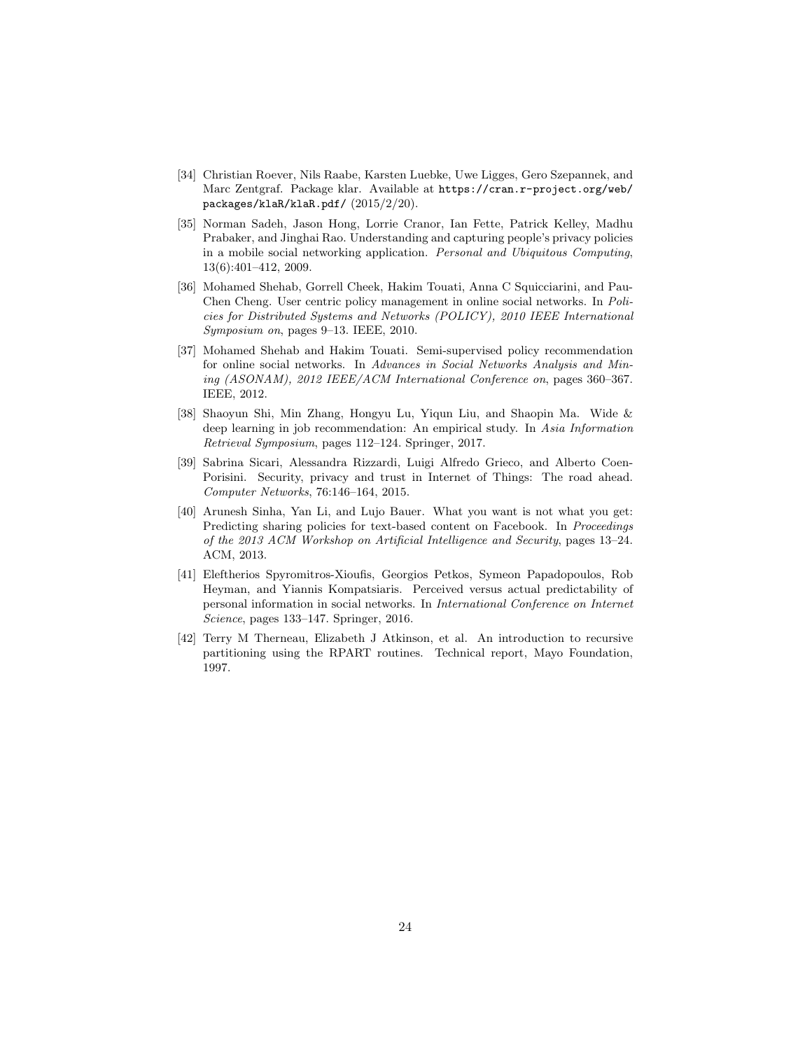[34] Christian Roever, Nils Raabe, Karsten Luebke, Uwe Ligges, Gero Szepannek, and Marc Zentgraf. Package klar. Available at `https://cran.r-project.org/web/packages/klaR/klaR.pdf/` (2015/2/20).

[35] Norman Sadeh, Jason Hong, Lorrie Cranor, Ian Fette, Patrick Kelley, Madhu Prabaker, and Jinghai Rao. Understanding and capturing people's privacy policies in a mobile social networking application. *Personal and Ubiquitous Computing*, 13(6):401–412, 2009.

[36] Mohamed Shehab, Gorrell Cheek, Hakim Touati, Anna C Squicciarini, and Pau-Chen Cheng. User centric policy management in online social networks. In *Policies for Distributed Systems and Networks (POLICY), 2010 IEEE International Symposium on*, pages 9–13. IEEE, 2010.

[37] Mohamed Shehab and Hakim Touati. Semi-supervised policy recommendation for online social networks. In *Advances in Social Networks Analysis and Mining (ASONAM), 2012 IEEE/ACM International Conference on*, pages 360–367. IEEE, 2012.

[38] Shaoyun Shi, Min Zhang, Hongyu Lu, Yiqun Liu, and Shaopin Ma. Wide & deep learning in job recommendation: An empirical study. In *Asia Information Retrieval Symposium*, pages 112–124. Springer, 2017.

[39] Sabrina Sicari, Alessandra Rizzardi, Luigi Alfredo Grieco, and Alberto Coen-Porisini. Security, privacy and trust in Internet of Things: The road ahead. *Computer Networks*, 76:146–164, 2015.

[40] Arunesh Sinha, Yan Li, and Lujo Bauer. What you want is not what you get: Predicting sharing policies for text-based content on Facebook. In *Proceedings of the 2013 ACM Workshop on Artificial Intelligence and Security*, pages 13–24. ACM, 2013.

[41] Eleftherios Spyromitros-Xioufis, Georgios Petkos, Symeon Papadopoulos, Rob Heyman, and Yiannis Kompatsiaris. Perceived versus actual predictability of personal information in social networks. In *International Conference on Internet Science*, pages 133–147. Springer, 2016.

[42] Terry M Therneau, Elizabeth J Atkinson, et al. An introduction to recursive partitioning using the RPART routines. Technical report, Mayo Foundation, 1997.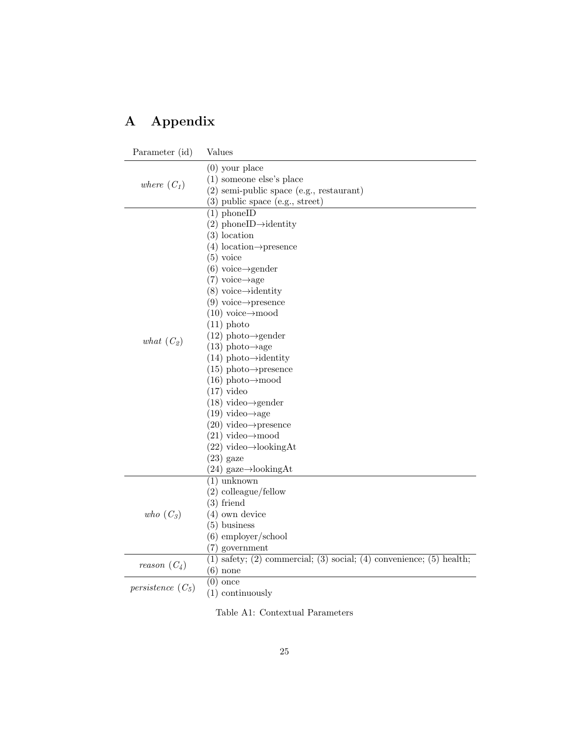# A Appendix

| Parameter (id) | Values |
|---|---|
| *where* ($C_1$) | (0) your place<br>(1) someone else's place<br>(2) semi-public space (e.g., restaurant)<br>(3) public space (e.g., street) |
| *what* ($C_2$) | (1) phoneID<br>(2) phoneID→identity<br>(3) location<br>(4) location→presence<br>(5) voice<br>(6) voice→gender<br>(7) voice→age<br>(8) voice→identity<br>(9) voice→presence<br>(10) voice→mood<br>(11) photo<br>(12) photo→gender<br>(13) photo→age<br>(14) photo→identity<br>(15) photo→presence<br>(16) photo→mood<br>(17) video<br>(18) video→gender<br>(19) video→age<br>(20) video→presence<br>(21) video→mood<br>(22) video→lookingAt<br>(23) gaze<br>(24) gaze→lookingAt |
| *who* ($C_3$) | (1) unknown<br>(2) colleague/fellow<br>(3) friend<br>(4) own device<br>(5) business<br>(6) employer/school<br>(7) government |
| *reason* ($C_4$) | (1) safety; (2) commercial; (3) social; (4) convenience; (5) health;<br>(6) none |
| *persistence* ($C_5$) | (0) once<br>(1) continuously |

Table A1: Contextual Parameters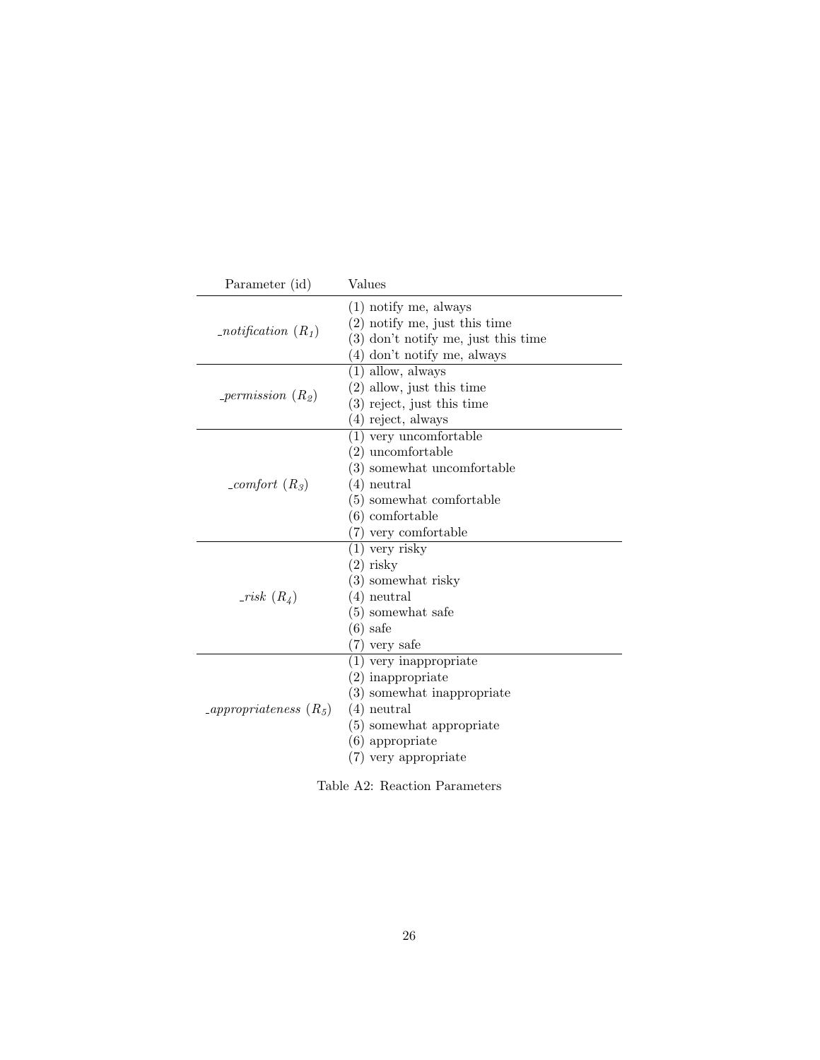| Parameter (id) | Values |
|---|---|
| *_notification* ($R_1$) | (1) notify me, always<br>(2) notify me, just this time<br>(3) don't notify me, just this time<br>(4) don't notify me, always |
| *_permission* ($R_2$) | (1) allow, always<br>(2) allow, just this time<br>(3) reject, just this time<br>(4) reject, always |
| *_comfort* ($R_3$) | (1) very uncomfortable<br>(2) uncomfortable<br>(3) somewhat uncomfortable<br>(4) neutral<br>(5) somewhat comfortable<br>(6) comfortable<br>(7) very comfortable |
| *_risk* ($R_4$) | (1) very risky<br>(2) risky<br>(3) somewhat risky<br>(4) neutral<br>(5) somewhat safe<br>(6) safe<br>(7) very safe |
| *_appropriateness* ($R_5$) | (1) very inappropriate<br>(2) inappropriate<br>(3) somewhat inappropriate<br>(4) neutral<br>(5) somewhat appropriate<br>(6) appropriate<br>(7) very appropriate |

Table A2: Reaction Parameters